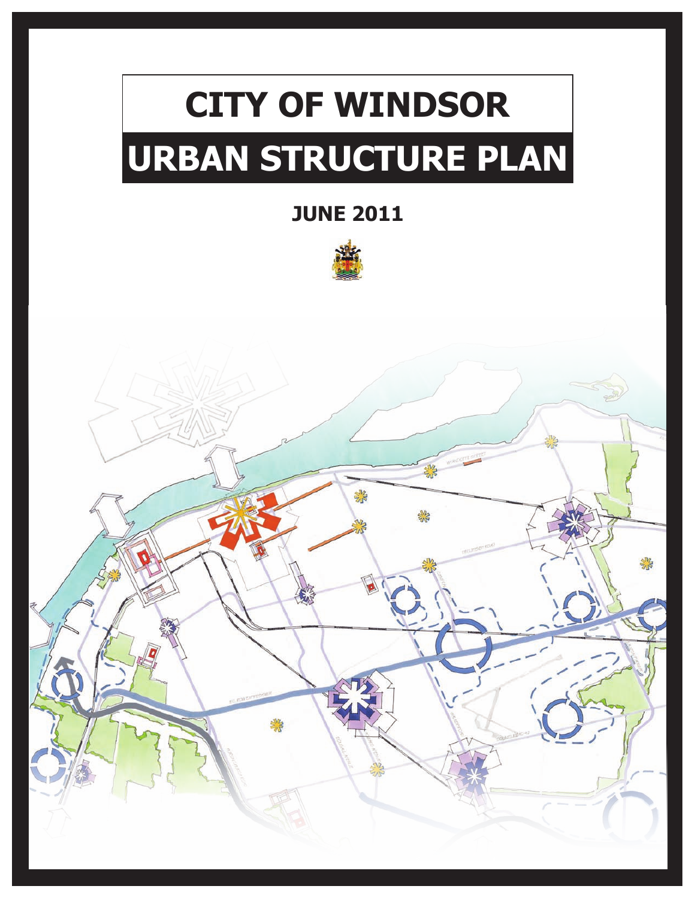# CITY OF WINDSOR

# URBAN STRUCTURE PLAN

**JUNE 2011**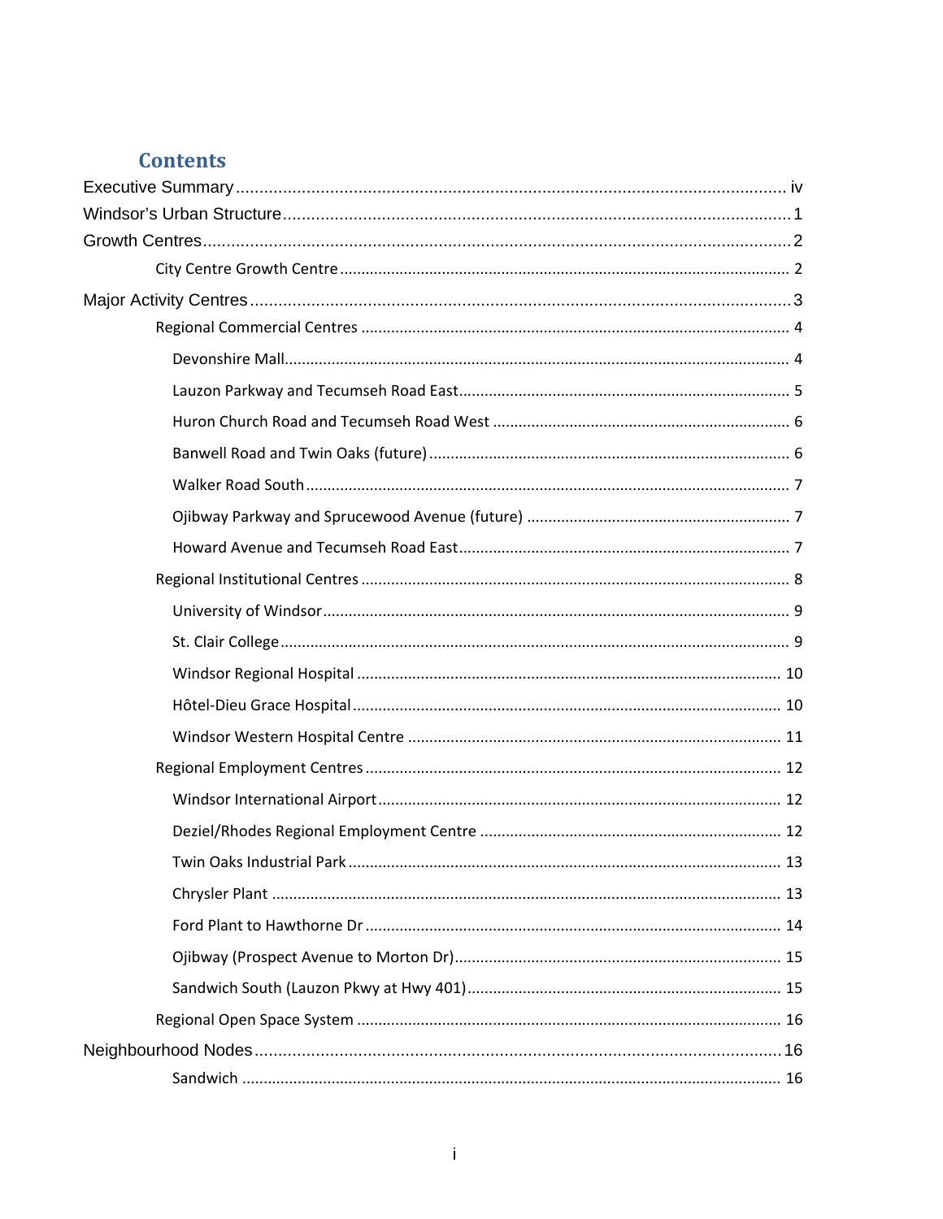## Contents

- Executive Summary ..... iv
- Windsor's Urban Structure ..... 1
- Growth Centres ..... 2
  - City Centre Growth Centre ..... 2
- Major Activity Centres ..... 3
  - Regional Commercial Centres ..... 4
    - Devonshire Mall ..... 4
    - Lauzon Parkway and Tecumseh Road East ..... 5
    - Huron Church Road and Tecumseh Road West ..... 6
    - Banwell Road and Twin Oaks (future) ..... 6
    - Walker Road South ..... 7
    - Ojibway Parkway and Sprucewood Avenue (future) ..... 7
    - Howard Avenue and Tecumseh Road East ..... 7
  - Regional Institutional Centres ..... 8
    - University of Windsor ..... 9
    - St. Clair College ..... 9
    - Windsor Regional Hospital ..... 10
    - Hôtel-Dieu Grace Hospital ..... 10
    - Windsor Western Hospital Centre ..... 11
  - Regional Employment Centres ..... 12
    - Windsor International Airport ..... 12
    - Deziel/Rhodes Regional Employment Centre ..... 12
    - Twin Oaks Industrial Park ..... 13
    - Chrysler Plant ..... 13
    - Ford Plant to Hawthorne Dr ..... 14
    - Ojibway (Prospect Avenue to Morton Dr) ..... 15
    - Sandwich South (Lauzon Pkwy at Hwy 401) ..... 15
  - Regional Open Space System ..... 16
- Neighbourhood Nodes ..... 16
    - Sandwich ..... 16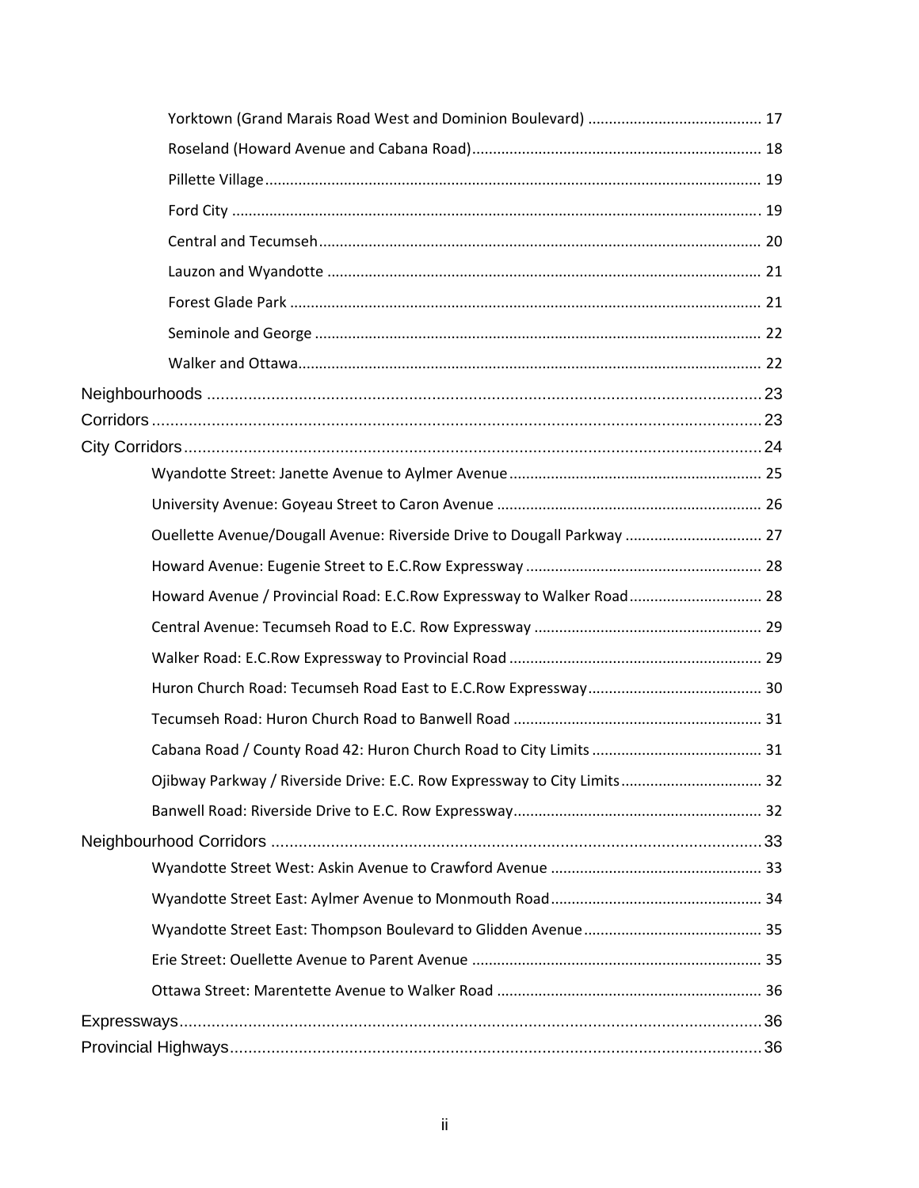Yorktown (Grand Marais Road West and Dominion Boulevard) ........................................... 17

Roseland (Howard Avenue and Cabana Road) ..................................................................... 18

Pillette Village ..................................................................................................................... 19

Ford City .............................................................................................................................. 19

Central and Tecumseh ......................................................................................................... 20

Lauzon and Wyandotte ........................................................................................................ 21

Forest Glade Park ................................................................................................................ 21

Seminole and George .......................................................................................................... 22

Walker and Ottawa .............................................................................................................. 22

Neighbourhoods ........................................................................................................................ 23

Corridors ................................................................................................................................... 23

City Corridors ............................................................................................................................ 24

Wyandotte Street: Janette Avenue to Aylmer Avenue ............................................................. 25

University Avenue: Goyeau Street to Caron Avenue ................................................................ 26

Ouellette Avenue/Dougall Avenue: Riverside Drive to Dougall Parkway ................................. 27

Howard Avenue: Eugenie Street to E.C.Row Expressway ......................................................... 28

Howard Avenue / Provincial Road: E.C.Row Expressway to Walker Road ................................ 28

Central Avenue: Tecumseh Road to E.C. Row Expressway ....................................................... 29

Walker Road: E.C.Row Expressway to Provincial Road ............................................................ 29

Huron Church Road: Tecumseh Road East to E.C.Row Expressway .......................................... 30

Tecumseh Road: Huron Church Road to Banwell Road ............................................................ 31

Cabana Road / County Road 42: Huron Church Road to City Limits ......................................... 31

Ojibway Parkway / Riverside Drive: E.C. Row Expressway to City Limits .................................. 32

Banwell Road: Riverside Drive to E.C. Row Expressway ............................................................ 32

Neighbourhood Corridors .......................................................................................................... 33

Wyandotte Street West: Askin Avenue to Crawford Avenue ................................................... 33

Wyandotte Street East: Aylmer Avenue to Monmouth Road ................................................... 34

Wyandotte Street East: Thompson Boulevard to Glidden Avenue ........................................... 35

Erie Street: Ouellette Avenue to Parent Avenue ...................................................................... 35

Ottawa Street: Marentette Avenue to Walker Road ................................................................ 36

Expressways ............................................................................................................................... 36

Provincial Highways ................................................................................................................... 36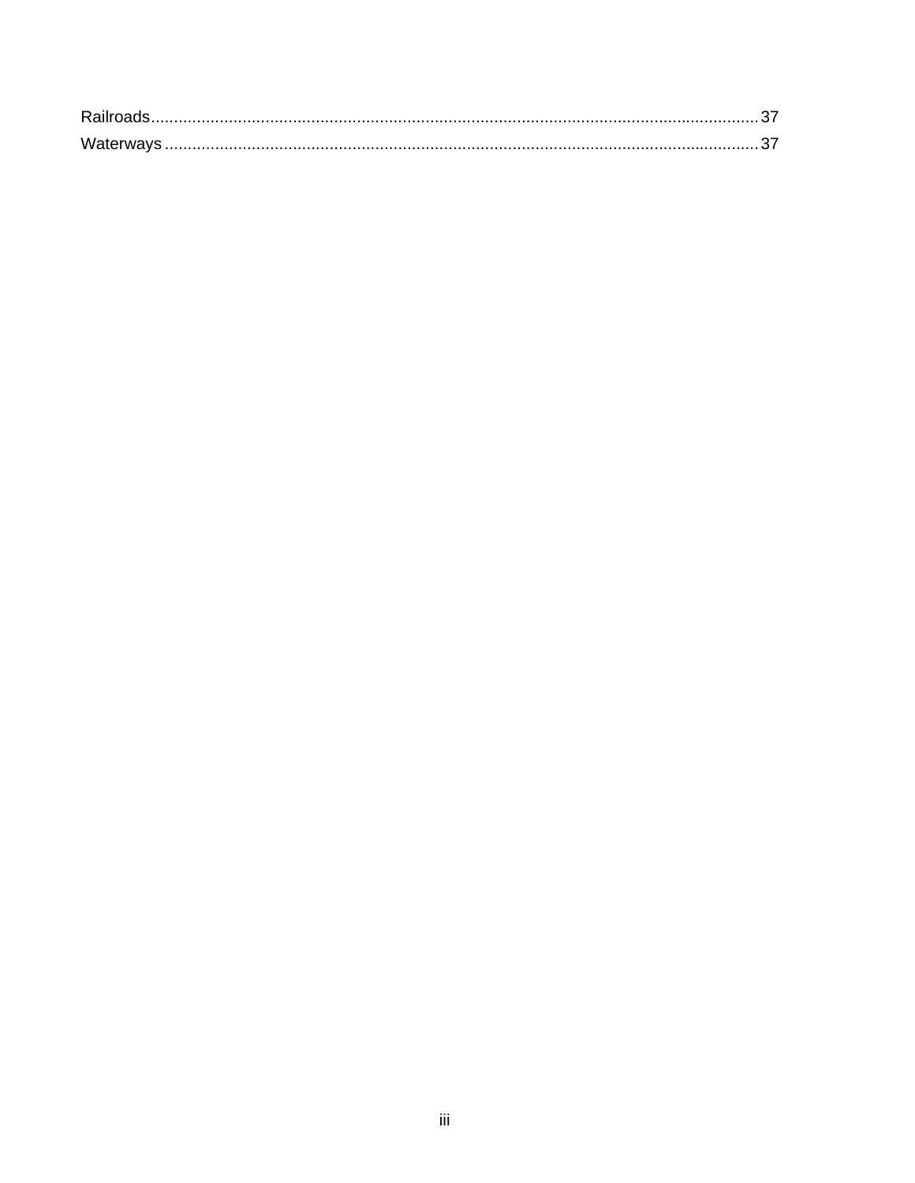Railroads.......................................................................................................................................37
Waterways ....................................................................................................................................37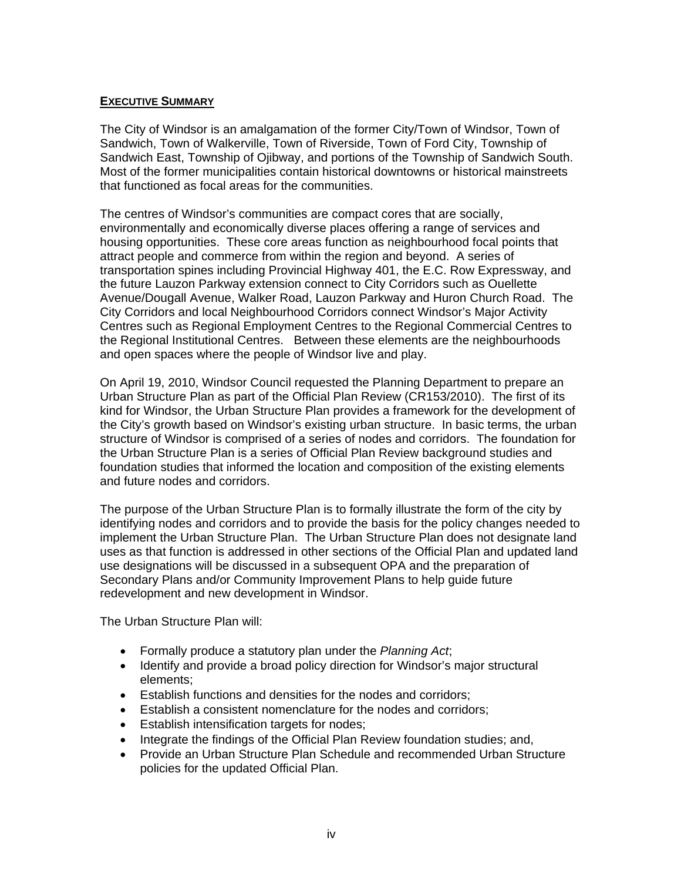## EXECUTIVE SUMMARY

The City of Windsor is an amalgamation of the former City/Town of Windsor, Town of Sandwich, Town of Walkerville, Town of Riverside, Town of Ford City, Township of Sandwich East, Township of Ojibway, and portions of the Township of Sandwich South. Most of the former municipalities contain historical downtowns or historical mainstreets that functioned as focal areas for the communities.

The centres of Windsor's communities are compact cores that are socially, environmentally and economically diverse places offering a range of services and housing opportunities. These core areas function as neighbourhood focal points that attract people and commerce from within the region and beyond. A series of transportation spines including Provincial Highway 401, the E.C. Row Expressway, and the future Lauzon Parkway extension connect to City Corridors such as Ouellette Avenue/Dougall Avenue, Walker Road, Lauzon Parkway and Huron Church Road. The City Corridors and local Neighbourhood Corridors connect Windsor's Major Activity Centres such as Regional Employment Centres to the Regional Commercial Centres to the Regional Institutional Centres. Between these elements are the neighbourhoods and open spaces where the people of Windsor live and play.

On April 19, 2010, Windsor Council requested the Planning Department to prepare an Urban Structure Plan as part of the Official Plan Review (CR153/2010). The first of its kind for Windsor, the Urban Structure Plan provides a framework for the development of the City's growth based on Windsor's existing urban structure. In basic terms, the urban structure of Windsor is comprised of a series of nodes and corridors. The foundation for the Urban Structure Plan is a series of Official Plan Review background studies and foundation studies that informed the location and composition of the existing elements and future nodes and corridors.

The purpose of the Urban Structure Plan is to formally illustrate the form of the city by identifying nodes and corridors and to provide the basis for the policy changes needed to implement the Urban Structure Plan. The Urban Structure Plan does not designate land uses as that function is addressed in other sections of the Official Plan and updated land use designations will be discussed in a subsequent OPA and the preparation of Secondary Plans and/or Community Improvement Plans to help guide future redevelopment and new development in Windsor.

The Urban Structure Plan will:

- Formally produce a statutory plan under the *Planning Act*;
- Identify and provide a broad policy direction for Windsor's major structural elements;
- Establish functions and densities for the nodes and corridors;
- Establish a consistent nomenclature for the nodes and corridors;
- Establish intensification targets for nodes;
- Integrate the findings of the Official Plan Review foundation studies; and,
- Provide an Urban Structure Plan Schedule and recommended Urban Structure policies for the updated Official Plan.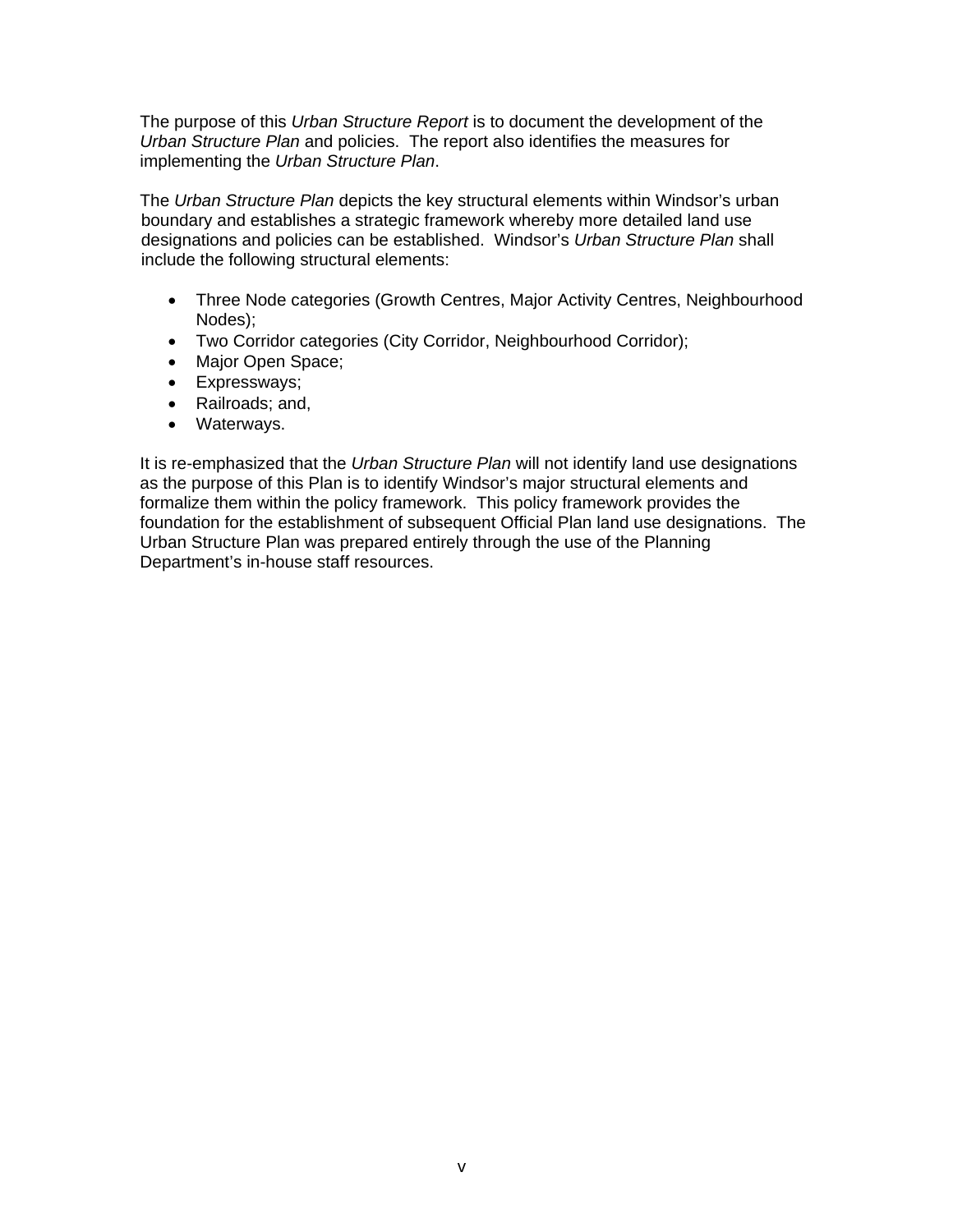The purpose of this *Urban Structure Report* is to document the development of the *Urban Structure Plan* and policies. The report also identifies the measures for implementing the *Urban Structure Plan*.

The *Urban Structure Plan* depicts the key structural elements within Windsor's urban boundary and establishes a strategic framework whereby more detailed land use designations and policies can be established. Windsor's *Urban Structure Plan* shall include the following structural elements:

- Three Node categories (Growth Centres, Major Activity Centres, Neighbourhood Nodes);
- Two Corridor categories (City Corridor, Neighbourhood Corridor);
- Major Open Space;
- Expressways;
- Railroads; and,
- Waterways.

It is re-emphasized that the *Urban Structure Plan* will not identify land use designations as the purpose of this Plan is to identify Windsor's major structural elements and formalize them within the policy framework. This policy framework provides the foundation for the establishment of subsequent Official Plan land use designations. The Urban Structure Plan was prepared entirely through the use of the Planning Department's in-house staff resources.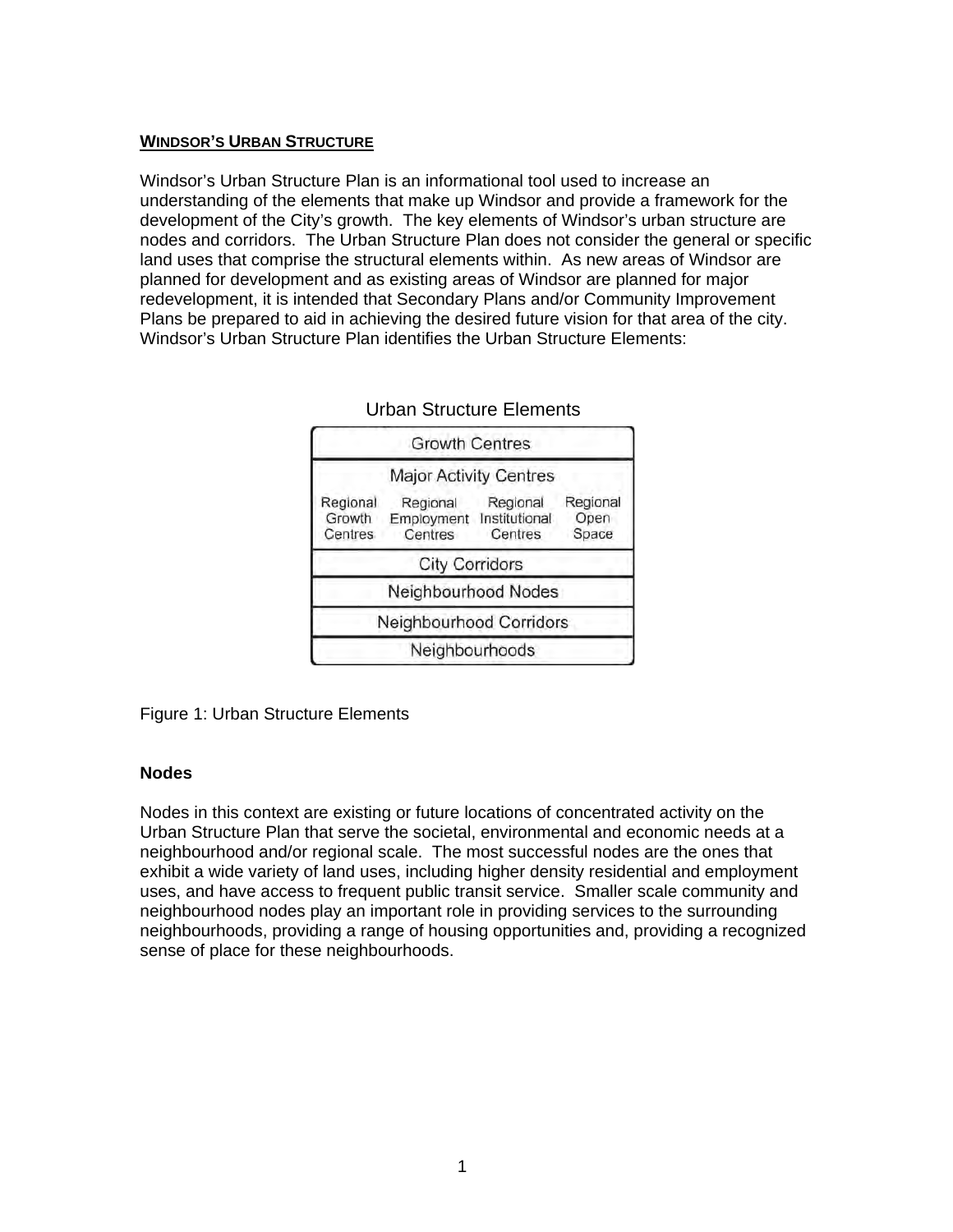## WINDSOR'S URBAN STRUCTURE

Windsor's Urban Structure Plan is an informational tool used to increase an understanding of the elements that make up Windsor and provide a framework for the development of the City's growth. The key elements of Windsor's urban structure are nodes and corridors. The Urban Structure Plan does not consider the general or specific land uses that comprise the structural elements within. As new areas of Windsor are planned for development and as existing areas of Windsor are planned for major redevelopment, it is intended that Secondary Plans and/or Community Improvement Plans be prepared to aid in achieving the desired future vision for that area of the city. Windsor's Urban Structure Plan identifies the Urban Structure Elements:

Urban Structure Elements

| Growth Centres | | | |
|---|---|---|---|
| Major Activity Centres | | | |
| Regional Growth Centres | Regional Employment Centres | Regional Institutional Centres | Regional Open Space |
| City Corridors | | | |
| Neighbourhood Nodes | | | |
| Neighbourhood Corridors | | | |
| Neighbourhoods | | | |

Figure 1: Urban Structure Elements

### Nodes

Nodes in this context are existing or future locations of concentrated activity on the Urban Structure Plan that serve the societal, environmental and economic needs at a neighbourhood and/or regional scale. The most successful nodes are the ones that exhibit a wide variety of land uses, including higher density residential and employment uses, and have access to frequent public transit service. Smaller scale community and neighbourhood nodes play an important role in providing services to the surrounding neighbourhoods, providing a range of housing opportunities and, providing a recognized sense of place for these neighbourhoods.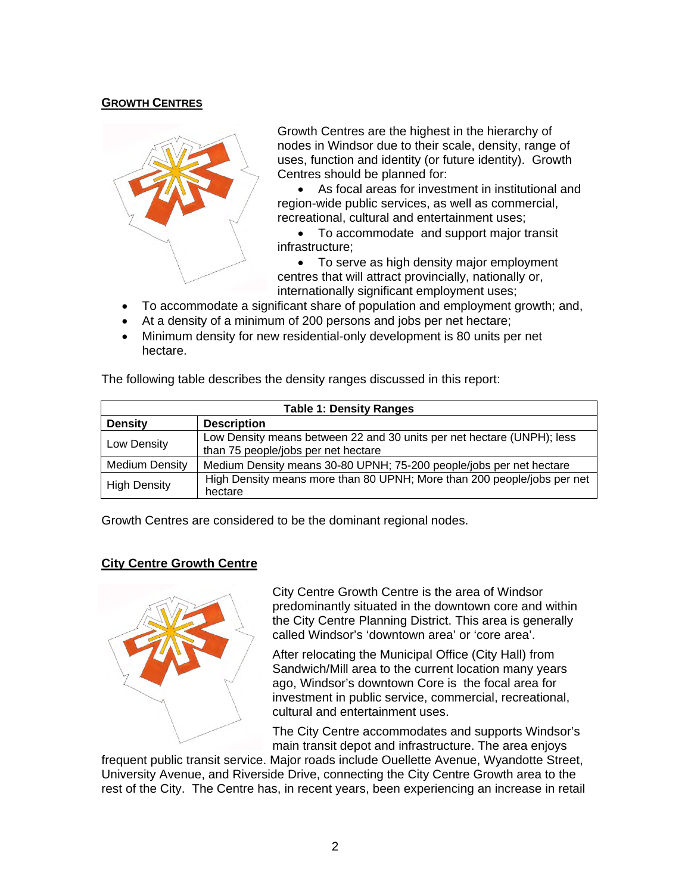## GROWTH CENTRES

Growth Centres are the highest in the hierarchy of nodes in Windsor due to their scale, density, range of uses, function and identity (or future identity). Growth Centres should be planned for:

- As focal areas for investment in institutional and region-wide public services, as well as commercial, recreational, cultural and entertainment uses;
- To accommodate and support major transit infrastructure;
- To serve as high density major employment centres that will attract provincially, nationally or, internationally significant employment uses;
- To accommodate a significant share of population and employment growth; and,
- At a density of a minimum of 200 persons and jobs per net hectare;
- Minimum density for new residential-only development is 80 units per net hectare.

The following table describes the density ranges discussed in this report:

| Table 1: Density Ranges | |
|---|---|
| **Density** | **Description** |
| Low Density | Low Density means between 22 and 30 units per net hectare (UNPH); less than 75 people/jobs per net hectare |
| Medium Density | Medium Density means 30-80 UPNH; 75-200 people/jobs per net hectare |
| High Density | High Density means more than 80 UPNH; More than 200 people/jobs per net hectare |

Growth Centres are considered to be the dominant regional nodes.

### City Centre Growth Centre

City Centre Growth Centre is the area of Windsor predominantly situated in the downtown core and within the City Centre Planning District. This area is generally called Windsor's 'downtown area' or 'core area'.

After relocating the Municipal Office (City Hall) from Sandwich/Mill area to the current location many years ago, Windsor's downtown Core is the focal area for investment in public service, commercial, recreational, cultural and entertainment uses.

The City Centre accommodates and supports Windsor's main transit depot and infrastructure. The area enjoys frequent public transit service. Major roads include Ouellette Avenue, Wyandotte Street, University Avenue, and Riverside Drive, connecting the City Centre Growth area to the rest of the City. The Centre has, in recent years, been experiencing an increase in retail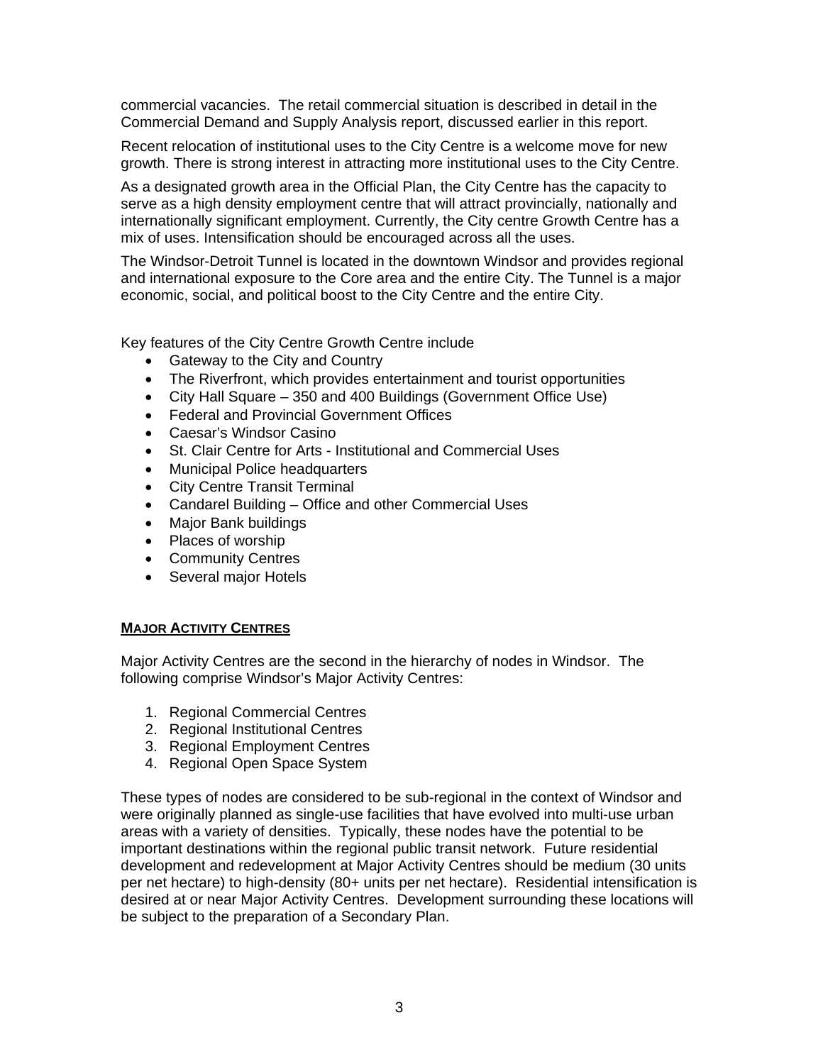commercial vacancies. The retail commercial situation is described in detail in the Commercial Demand and Supply Analysis report, discussed earlier in this report.

Recent relocation of institutional uses to the City Centre is a welcome move for new growth. There is strong interest in attracting more institutional uses to the City Centre.

As a designated growth area in the Official Plan, the City Centre has the capacity to serve as a high density employment centre that will attract provincially, nationally and internationally significant employment. Currently, the City centre Growth Centre has a mix of uses. Intensification should be encouraged across all the uses.

The Windsor-Detroit Tunnel is located in the downtown Windsor and provides regional and international exposure to the Core area and the entire City. The Tunnel is a major economic, social, and political boost to the City Centre and the entire City.

Key features of the City Centre Growth Centre include

- Gateway to the City and Country
- The Riverfront, which provides entertainment and tourist opportunities
- City Hall Square – 350 and 400 Buildings (Government Office Use)
- Federal and Provincial Government Offices
- Caesar's Windsor Casino
- St. Clair Centre for Arts - Institutional and Commercial Uses
- Municipal Police headquarters
- City Centre Transit Terminal
- Candarel Building – Office and other Commercial Uses
- Major Bank buildings
- Places of worship
- Community Centres
- Several major Hotels

## MAJOR ACTIVITY CENTRES

Major Activity Centres are the second in the hierarchy of nodes in Windsor. The following comprise Windsor's Major Activity Centres:

1. Regional Commercial Centres
2. Regional Institutional Centres
3. Regional Employment Centres
4. Regional Open Space System

These types of nodes are considered to be sub-regional in the context of Windsor and were originally planned as single-use facilities that have evolved into multi-use urban areas with a variety of densities. Typically, these nodes have the potential to be important destinations within the regional public transit network. Future residential development and redevelopment at Major Activity Centres should be medium (30 units per net hectare) to high-density (80+ units per net hectare). Residential intensification is desired at or near Major Activity Centres. Development surrounding these locations will be subject to the preparation of a Secondary Plan.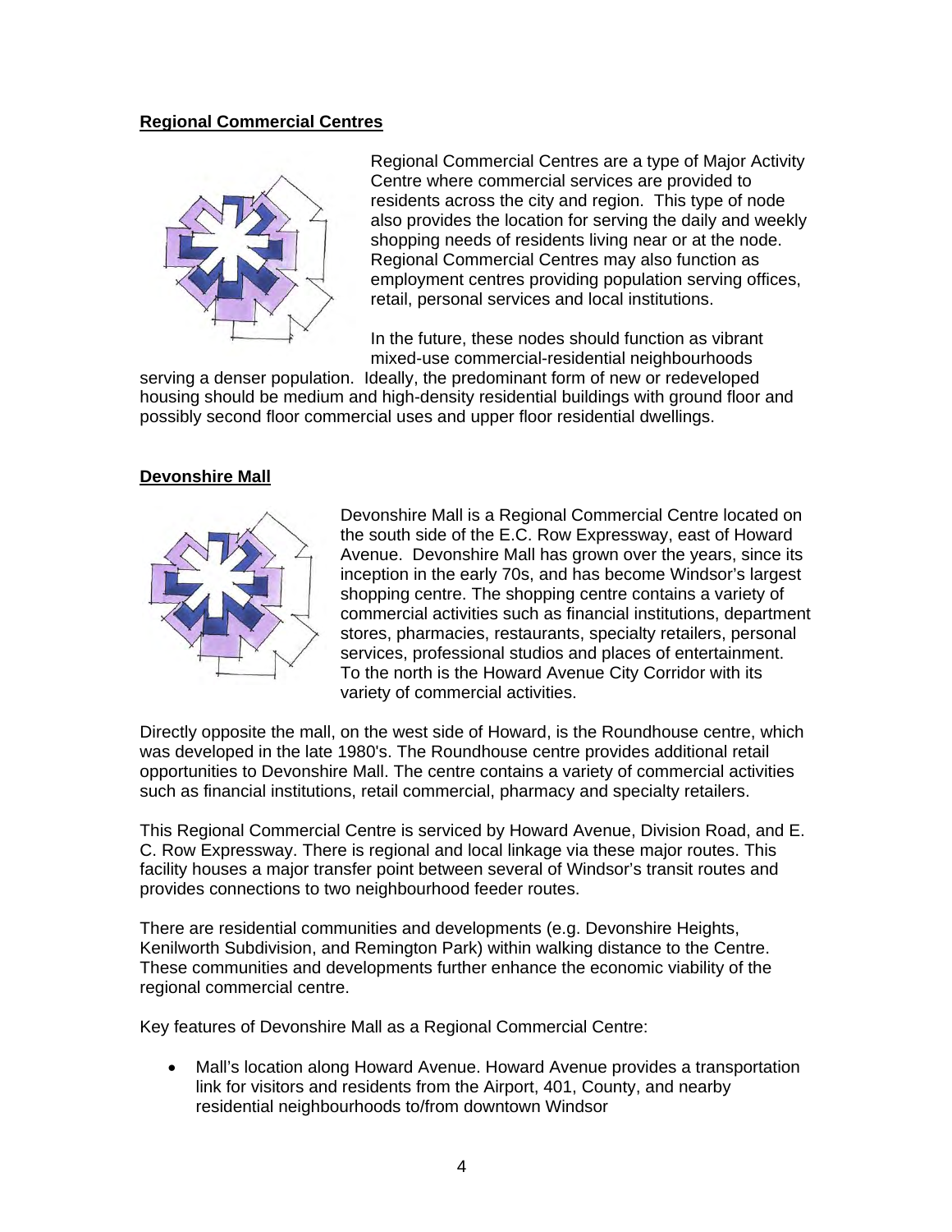**Regional Commercial Centres**

Regional Commercial Centres are a type of Major Activity Centre where commercial services are provided to residents across the city and region. This type of node also provides the location for serving the daily and weekly shopping needs of residents living near or at the node. Regional Commercial Centres may also function as employment centres providing population serving offices, retail, personal services and local institutions.

In the future, these nodes should function as vibrant mixed-use commercial-residential neighbourhoods serving a denser population. Ideally, the predominant form of new or redeveloped housing should be medium and high-density residential buildings with ground floor and possibly second floor commercial uses and upper floor residential dwellings.

**Devonshire Mall**

Devonshire Mall is a Regional Commercial Centre located on the south side of the E.C. Row Expressway, east of Howard Avenue. Devonshire Mall has grown over the years, since its inception in the early 70s, and has become Windsor's largest shopping centre. The shopping centre contains a variety of commercial activities such as financial institutions, department stores, pharmacies, restaurants, specialty retailers, personal services, professional studios and places of entertainment. To the north is the Howard Avenue City Corridor with its variety of commercial activities.

Directly opposite the mall, on the west side of Howard, is the Roundhouse centre, which was developed in the late 1980's. The Roundhouse centre provides additional retail opportunities to Devonshire Mall. The centre contains a variety of commercial activities such as financial institutions, retail commercial, pharmacy and specialty retailers.

This Regional Commercial Centre is serviced by Howard Avenue, Division Road, and E. C. Row Expressway. There is regional and local linkage via these major routes. This facility houses a major transfer point between several of Windsor's transit routes and provides connections to two neighbourhood feeder routes.

There are residential communities and developments (e.g. Devonshire Heights, Kenilworth Subdivision, and Remington Park) within walking distance to the Centre. These communities and developments further enhance the economic viability of the regional commercial centre.

Key features of Devonshire Mall as a Regional Commercial Centre:

- Mall's location along Howard Avenue. Howard Avenue provides a transportation link for visitors and residents from the Airport, 401, County, and nearby residential neighbourhoods to/from downtown Windsor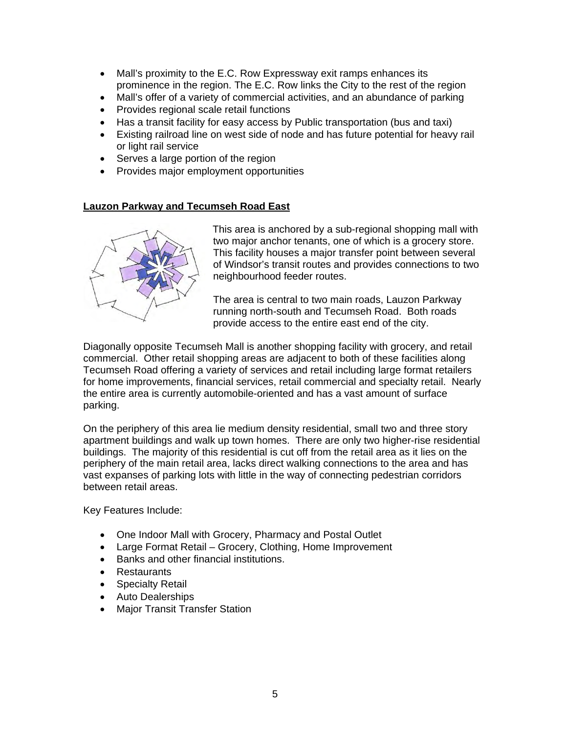- Mall's proximity to the E.C. Row Expressway exit ramps enhances its prominence in the region. The E.C. Row links the City to the rest of the region
- Mall's offer of a variety of commercial activities, and an abundance of parking
- Provides regional scale retail functions
- Has a transit facility for easy access by Public transportation (bus and taxi)
- Existing railroad line on west side of node and has future potential for heavy rail or light rail service
- Serves a large portion of the region
- Provides major employment opportunities

**Lauzon Parkway and Tecumseh Road East**

This area is anchored by a sub-regional shopping mall with two major anchor tenants, one of which is a grocery store. This facility houses a major transfer point between several of Windsor's transit routes and provides connections to two neighbourhood feeder routes.

The area is central to two main roads, Lauzon Parkway running north-south and Tecumseh Road. Both roads provide access to the entire east end of the city.

Diagonally opposite Tecumseh Mall is another shopping facility with grocery, and retail commercial. Other retail shopping areas are adjacent to both of these facilities along Tecumseh Road offering a variety of services and retail including large format retailers for home improvements, financial services, retail commercial and specialty retail. Nearly the entire area is currently automobile-oriented and has a vast amount of surface parking.

On the periphery of this area lie medium density residential, small two and three story apartment buildings and walk up town homes. There are only two higher-rise residential buildings. The majority of this residential is cut off from the retail area as it lies on the periphery of the main retail area, lacks direct walking connections to the area and has vast expanses of parking lots with little in the way of connecting pedestrian corridors between retail areas.

Key Features Include:

- One Indoor Mall with Grocery, Pharmacy and Postal Outlet
- Large Format Retail – Grocery, Clothing, Home Improvement
- Banks and other financial institutions.
- Restaurants
- Specialty Retail
- Auto Dealerships
- Major Transit Transfer Station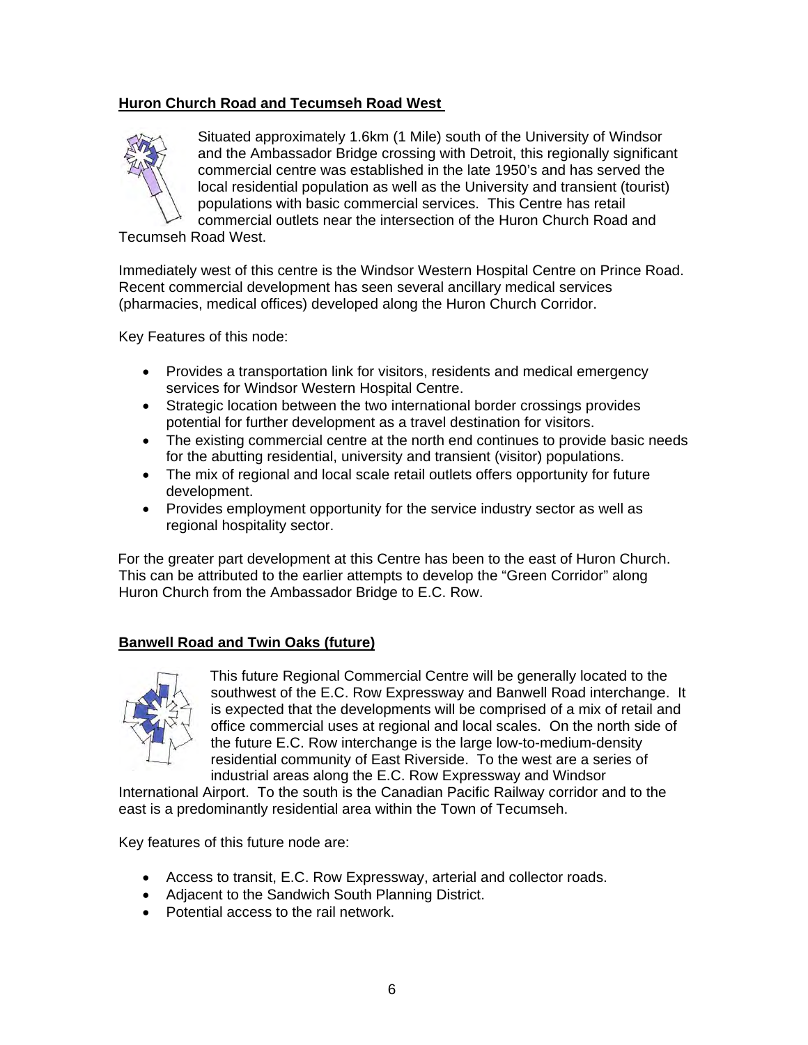**Huron Church Road and Tecumseh Road West**

Situated approximately 1.6km (1 Mile) south of the University of Windsor and the Ambassador Bridge crossing with Detroit, this regionally significant commercial centre was established in the late 1950's and has served the local residential population as well as the University and transient (tourist) populations with basic commercial services. This Centre has retail commercial outlets near the intersection of the Huron Church Road and Tecumseh Road West.

Immediately west of this centre is the Windsor Western Hospital Centre on Prince Road. Recent commercial development has seen several ancillary medical services (pharmacies, medical offices) developed along the Huron Church Corridor.

Key Features of this node:

- Provides a transportation link for visitors, residents and medical emergency services for Windsor Western Hospital Centre.
- Strategic location between the two international border crossings provides potential for further development as a travel destination for visitors.
- The existing commercial centre at the north end continues to provide basic needs for the abutting residential, university and transient (visitor) populations.
- The mix of regional and local scale retail outlets offers opportunity for future development.
- Provides employment opportunity for the service industry sector as well as regional hospitality sector.

For the greater part development at this Centre has been to the east of Huron Church. This can be attributed to the earlier attempts to develop the "Green Corridor" along Huron Church from the Ambassador Bridge to E.C. Row.

**Banwell Road and Twin Oaks (future)**

This future Regional Commercial Centre will be generally located to the southwest of the E.C. Row Expressway and Banwell Road interchange. It is expected that the developments will be comprised of a mix of retail and office commercial uses at regional and local scales. On the north side of the future E.C. Row interchange is the large low-to-medium-density residential community of East Riverside. To the west are a series of industrial areas along the E.C. Row Expressway and Windsor International Airport. To the south is the Canadian Pacific Railway corridor and to the east is a predominantly residential area within the Town of Tecumseh.

Key features of this future node are:

- Access to transit, E.C. Row Expressway, arterial and collector roads.
- Adjacent to the Sandwich South Planning District.
- Potential access to the rail network.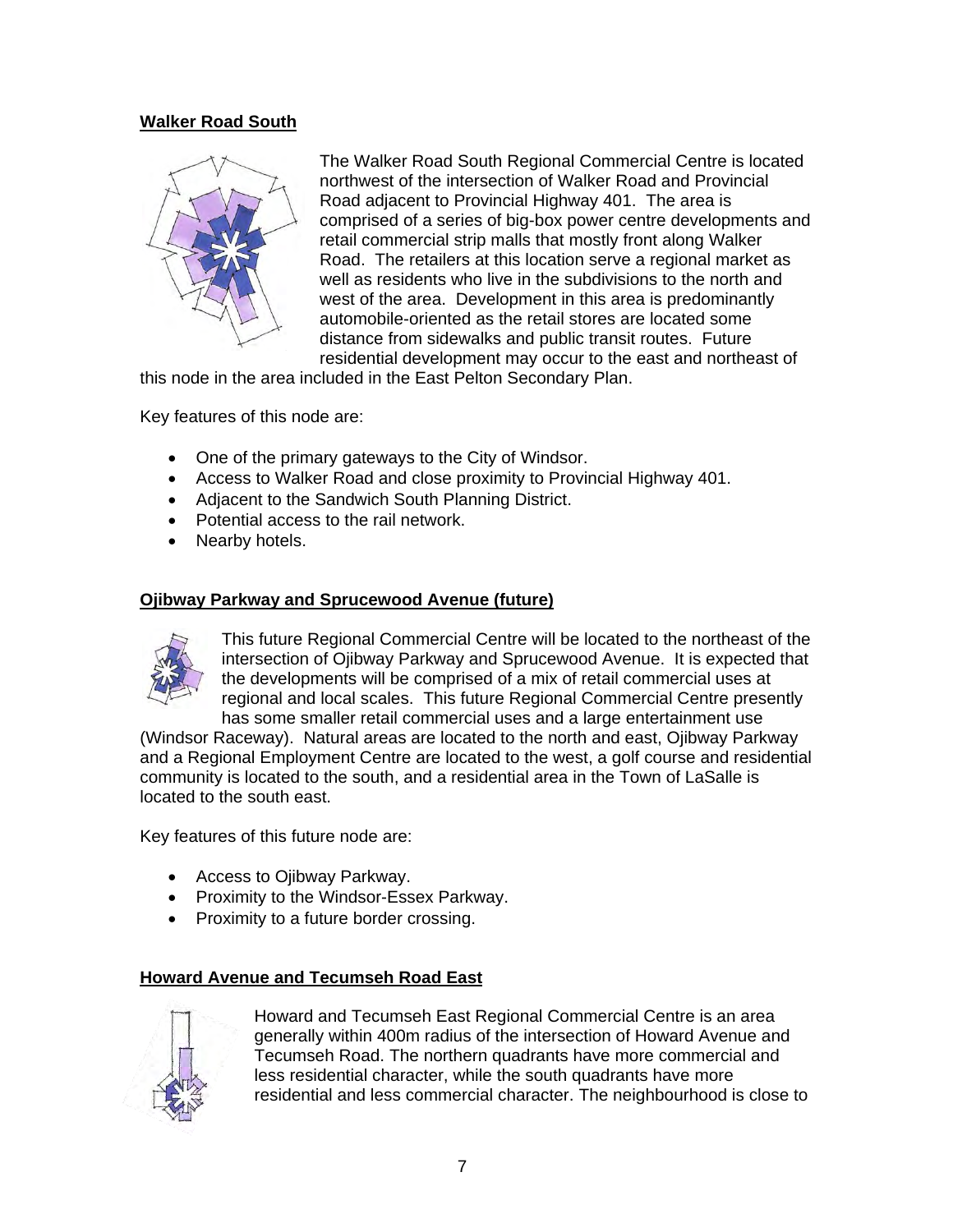**Walker Road South**

The Walker Road South Regional Commercial Centre is located northwest of the intersection of Walker Road and Provincial Road adjacent to Provincial Highway 401. The area is comprised of a series of big-box power centre developments and retail commercial strip malls that mostly front along Walker Road. The retailers at this location serve a regional market as well as residents who live in the subdivisions to the north and west of the area. Development in this area is predominantly automobile-oriented as the retail stores are located some distance from sidewalks and public transit routes. Future residential development may occur to the east and northeast of this node in the area included in the East Pelton Secondary Plan.

Key features of this node are:

- One of the primary gateways to the City of Windsor.
- Access to Walker Road and close proximity to Provincial Highway 401.
- Adjacent to the Sandwich South Planning District.
- Potential access to the rail network.
- Nearby hotels.

**Ojibway Parkway and Sprucewood Avenue (future)**

This future Regional Commercial Centre will be located to the northeast of the intersection of Ojibway Parkway and Sprucewood Avenue. It is expected that the developments will be comprised of a mix of retail commercial uses at regional and local scales. This future Regional Commercial Centre presently has some smaller retail commercial uses and a large entertainment use (Windsor Raceway). Natural areas are located to the north and east, Ojibway Parkway and a Regional Employment Centre are located to the west, a golf course and residential community is located to the south, and a residential area in the Town of LaSalle is located to the south east.

Key features of this future node are:

- Access to Ojibway Parkway.
- Proximity to the Windsor-Essex Parkway.
- Proximity to a future border crossing.

**Howard Avenue and Tecumseh Road East**

Howard and Tecumseh East Regional Commercial Centre is an area generally within 400m radius of the intersection of Howard Avenue and Tecumseh Road. The northern quadrants have more commercial and less residential character, while the south quadrants have more residential and less commercial character. The neighbourhood is close to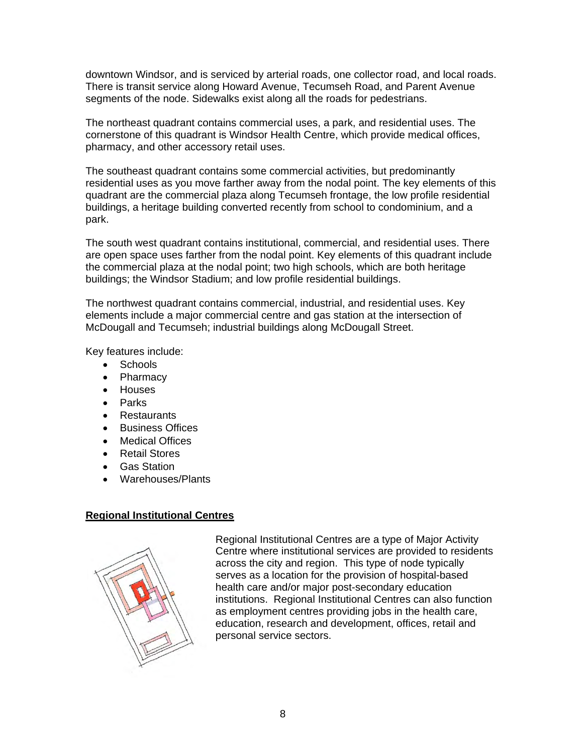downtown Windsor, and is serviced by arterial roads, one collector road, and local roads. There is transit service along Howard Avenue, Tecumseh Road, and Parent Avenue segments of the node. Sidewalks exist along all the roads for pedestrians.

The northeast quadrant contains commercial uses, a park, and residential uses. The cornerstone of this quadrant is Windsor Health Centre, which provide medical offices, pharmacy, and other accessory retail uses.

The southeast quadrant contains some commercial activities, but predominantly residential uses as you move farther away from the nodal point. The key elements of this quadrant are the commercial plaza along Tecumseh frontage, the low profile residential buildings, a heritage building converted recently from school to condominium, and a park.

The south west quadrant contains institutional, commercial, and residential uses. There are open space uses farther from the nodal point. Key elements of this quadrant include the commercial plaza at the nodal point; two high schools, which are both heritage buildings; the Windsor Stadium; and low profile residential buildings.

The northwest quadrant contains commercial, industrial, and residential uses. Key elements include a major commercial centre and gas station at the intersection of McDougall and Tecumseh; industrial buildings along McDougall Street.

Key features include:

- Schools
- Pharmacy
- Houses
- Parks
- Restaurants
- Business Offices
- Medical Offices
- Retail Stores
- Gas Station
- Warehouses/Plants

**Regional Institutional Centres**

Regional Institutional Centres are a type of Major Activity Centre where institutional services are provided to residents across the city and region. This type of node typically serves as a location for the provision of hospital-based health care and/or major post-secondary education institutions. Regional Institutional Centres can also function as employment centres providing jobs in the health care, education, research and development, offices, retail and personal service sectors.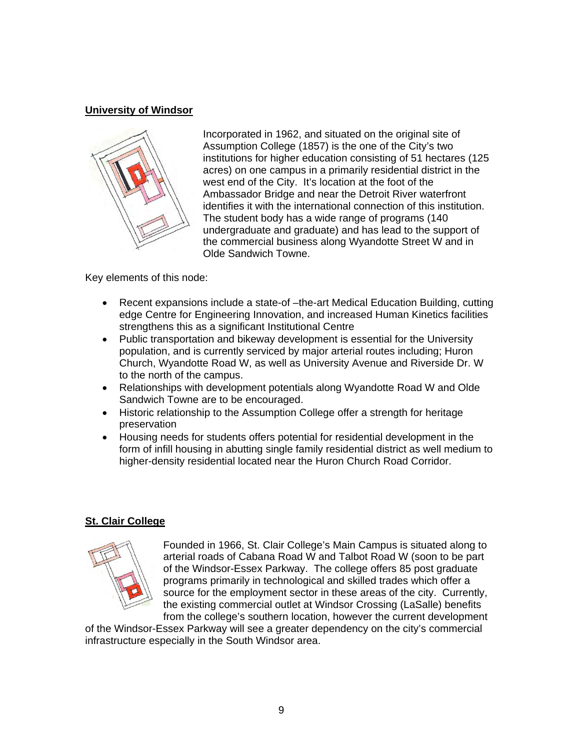## University of Windsor

Incorporated in 1962, and situated on the original site of Assumption College (1857) is the one of the City's two institutions for higher education consisting of 51 hectares (125 acres) on one campus in a primarily residential district in the west end of the City. It's location at the foot of the Ambassador Bridge and near the Detroit River waterfront identifies it with the international connection of this institution. The student body has a wide range of programs (140 undergraduate and graduate) and has lead to the support of the commercial business along Wyandotte Street W and in Olde Sandwich Towne.

Key elements of this node:

- Recent expansions include a state-of –the-art Medical Education Building, cutting edge Centre for Engineering Innovation, and increased Human Kinetics facilities strengthens this as a significant Institutional Centre
- Public transportation and bikeway development is essential for the University population, and is currently serviced by major arterial routes including; Huron Church, Wyandotte Road W, as well as University Avenue and Riverside Dr. W to the north of the campus.
- Relationships with development potentials along Wyandotte Road W and Olde Sandwich Towne are to be encouraged.
- Historic relationship to the Assumption College offer a strength for heritage preservation
- Housing needs for students offers potential for residential development in the form of infill housing in abutting single family residential district as well medium to higher-density residential located near the Huron Church Road Corridor.

## St. Clair College

Founded in 1966, St. Clair College's Main Campus is situated along to arterial roads of Cabana Road W and Talbot Road W (soon to be part of the Windsor-Essex Parkway. The college offers 85 post graduate programs primarily in technological and skilled trades which offer a source for the employment sector in these areas of the city. Currently, the existing commercial outlet at Windsor Crossing (LaSalle) benefits from the college's southern location, however the current development of the Windsor-Essex Parkway will see a greater dependency on the city's commercial infrastructure especially in the South Windsor area.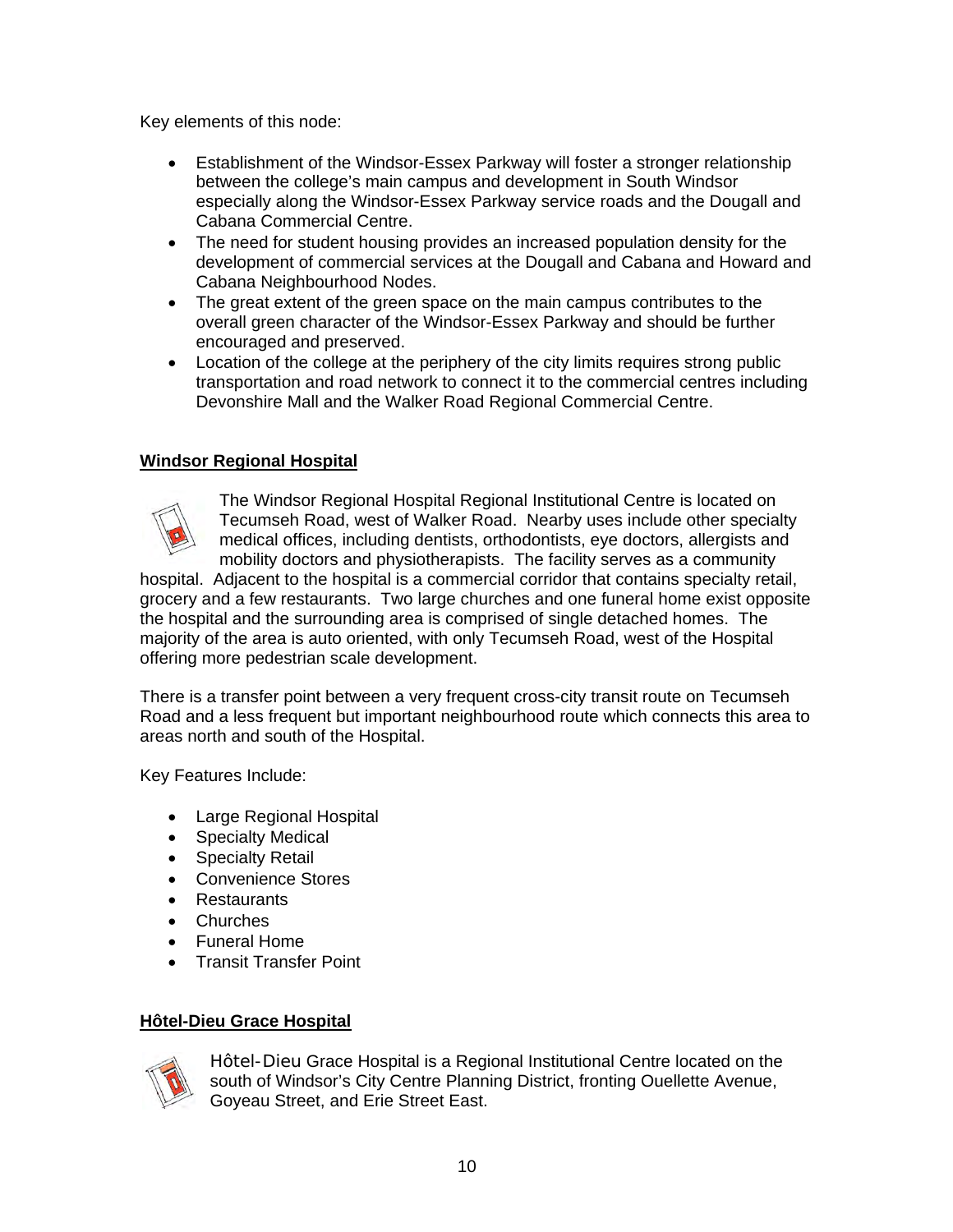Key elements of this node:

- Establishment of the Windsor-Essex Parkway will foster a stronger relationship between the college's main campus and development in South Windsor especially along the Windsor-Essex Parkway service roads and the Dougall and Cabana Commercial Centre.
- The need for student housing provides an increased population density for the development of commercial services at the Dougall and Cabana and Howard and Cabana Neighbourhood Nodes.
- The great extent of the green space on the main campus contributes to the overall green character of the Windsor-Essex Parkway and should be further encouraged and preserved.
- Location of the college at the periphery of the city limits requires strong public transportation and road network to connect it to the commercial centres including Devonshire Mall and the Walker Road Regional Commercial Centre.

## Windsor Regional Hospital

The Windsor Regional Hospital Regional Institutional Centre is located on Tecumseh Road, west of Walker Road. Nearby uses include other specialty medical offices, including dentists, orthodontists, eye doctors, allergists and mobility doctors and physiotherapists. The facility serves as a community hospital. Adjacent to the hospital is a commercial corridor that contains specialty retail, grocery and a few restaurants. Two large churches and one funeral home exist opposite the hospital and the surrounding area is comprised of single detached homes. The majority of the area is auto oriented, with only Tecumseh Road, west of the Hospital offering more pedestrian scale development.

There is a transfer point between a very frequent cross-city transit route on Tecumseh Road and a less frequent but important neighbourhood route which connects this area to areas north and south of the Hospital.

Key Features Include:

- Large Regional Hospital
- Specialty Medical
- Specialty Retail
- Convenience Stores
- Restaurants
- Churches
- Funeral Home
- Transit Transfer Point

## Hôtel-Dieu Grace Hospital

Hôtel-Dieu Grace Hospital is a Regional Institutional Centre located on the south of Windsor's City Centre Planning District, fronting Ouellette Avenue, Goyeau Street, and Erie Street East.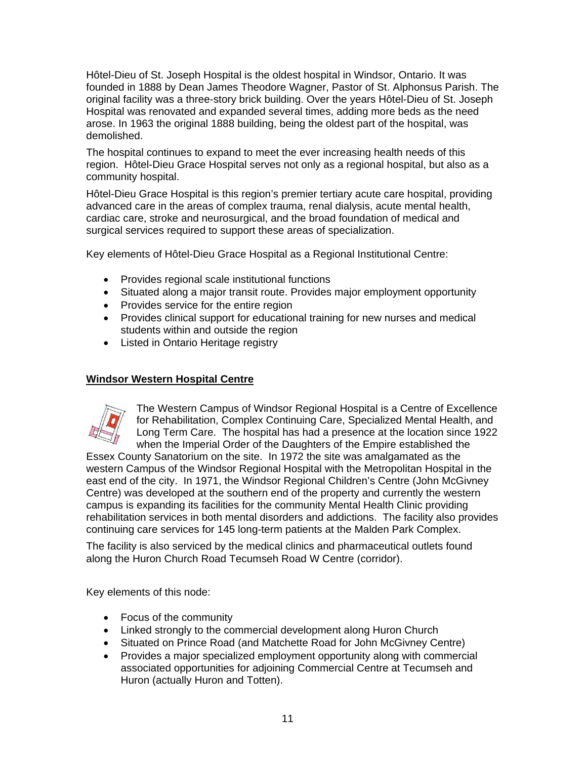Hôtel-Dieu of St. Joseph Hospital is the oldest hospital in Windsor, Ontario. It was founded in 1888 by Dean James Theodore Wagner, Pastor of St. Alphonsus Parish. The original facility was a three-story brick building. Over the years Hôtel-Dieu of St. Joseph Hospital was renovated and expanded several times, adding more beds as the need arose. In 1963 the original 1888 building, being the oldest part of the hospital, was demolished.

The hospital continues to expand to meet the ever increasing health needs of this region. Hôtel-Dieu Grace Hospital serves not only as a regional hospital, but also as a community hospital.

Hôtel-Dieu Grace Hospital is this region's premier tertiary acute care hospital, providing advanced care in the areas of complex trauma, renal dialysis, acute mental health, cardiac care, stroke and neurosurgical, and the broad foundation of medical and surgical services required to support these areas of specialization.

Key elements of Hôtel-Dieu Grace Hospital as a Regional Institutional Centre:

- Provides regional scale institutional functions
- Situated along a major transit route. Provides major employment opportunity
- Provides service for the entire region
- Provides clinical support for educational training for new nurses and medical students within and outside the region
- Listed in Ontario Heritage registry

**Windsor Western Hospital Centre**

The Western Campus of Windsor Regional Hospital is a Centre of Excellence for Rehabilitation, Complex Continuing Care, Specialized Mental Health, and Long Term Care. The hospital has had a presence at the location since 1922 when the Imperial Order of the Daughters of the Empire established the Essex County Sanatorium on the site. In 1972 the site was amalgamated as the western Campus of the Windsor Regional Hospital with the Metropolitan Hospital in the east end of the city. In 1971, the Windsor Regional Children's Centre (John McGivney Centre) was developed at the southern end of the property and currently the western campus is expanding its facilities for the community Mental Health Clinic providing rehabilitation services in both mental disorders and addictions. The facility also provides continuing care services for 145 long-term patients at the Malden Park Complex.

The facility is also serviced by the medical clinics and pharmaceutical outlets found along the Huron Church Road Tecumseh Road W Centre (corridor).

Key elements of this node:

- Focus of the community
- Linked strongly to the commercial development along Huron Church
- Situated on Prince Road (and Matchette Road for John McGivney Centre)
- Provides a major specialized employment opportunity along with commercial associated opportunities for adjoining Commercial Centre at Tecumseh and Huron (actually Huron and Totten).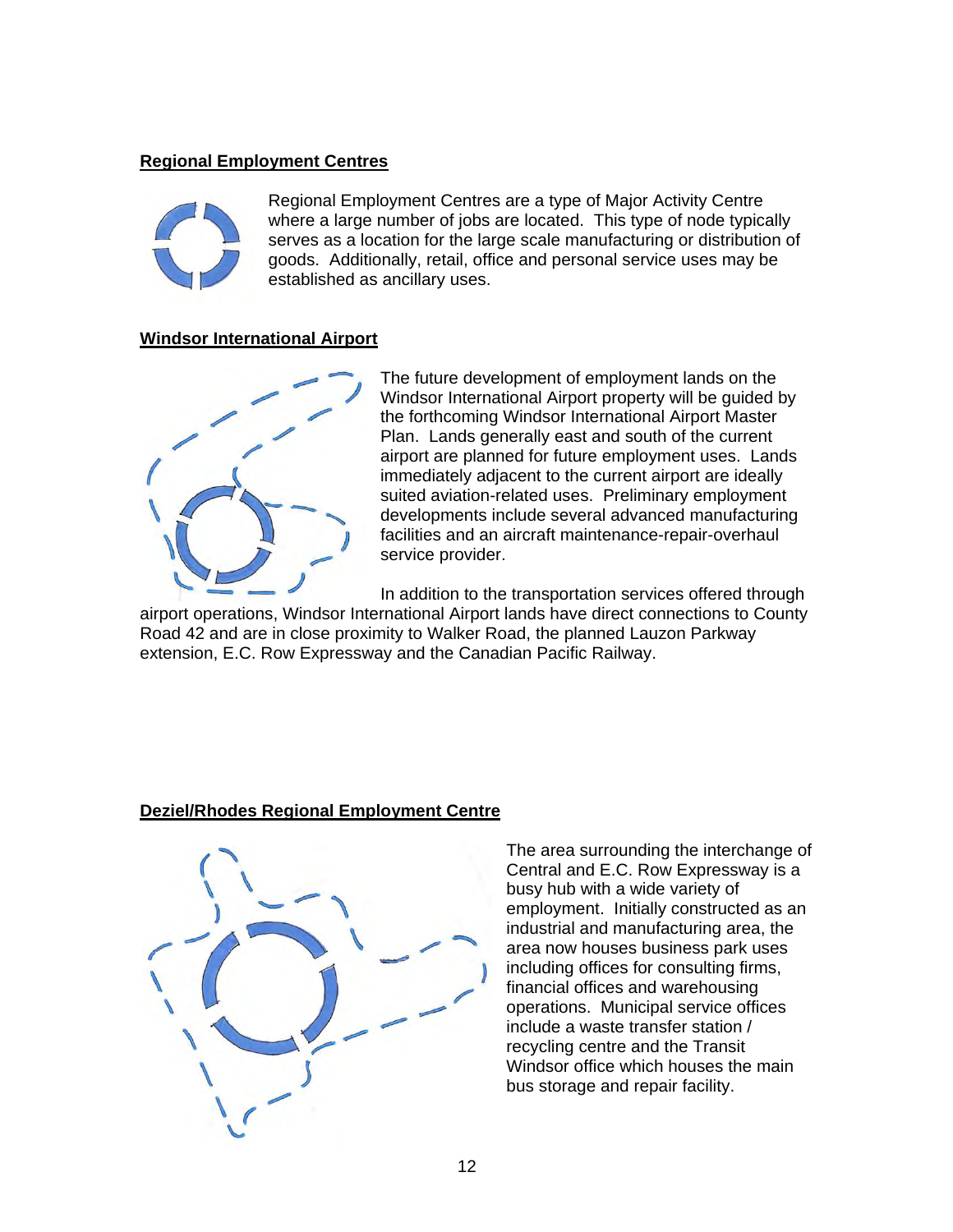**Regional Employment Centres**

Regional Employment Centres are a type of Major Activity Centre where a large number of jobs are located. This type of node typically serves as a location for the large scale manufacturing or distribution of goods. Additionally, retail, office and personal service uses may be established as ancillary uses.

**Windsor International Airport**

The future development of employment lands on the Windsor International Airport property will be guided by the forthcoming Windsor International Airport Master Plan. Lands generally east and south of the current airport are planned for future employment uses. Lands immediately adjacent to the current airport are ideally suited aviation-related uses. Preliminary employment developments include several advanced manufacturing facilities and an aircraft maintenance-repair-overhaul service provider.

In addition to the transportation services offered through airport operations, Windsor International Airport lands have direct connections to County Road 42 and are in close proximity to Walker Road, the planned Lauzon Parkway extension, E.C. Row Expressway and the Canadian Pacific Railway.

**Deziel/Rhodes Regional Employment Centre**

The area surrounding the interchange of Central and E.C. Row Expressway is a busy hub with a wide variety of employment. Initially constructed as an industrial and manufacturing area, the area now houses business park uses including offices for consulting firms, financial offices and warehousing operations. Municipal service offices include a waste transfer station / recycling centre and the Transit Windsor office which houses the main bus storage and repair facility.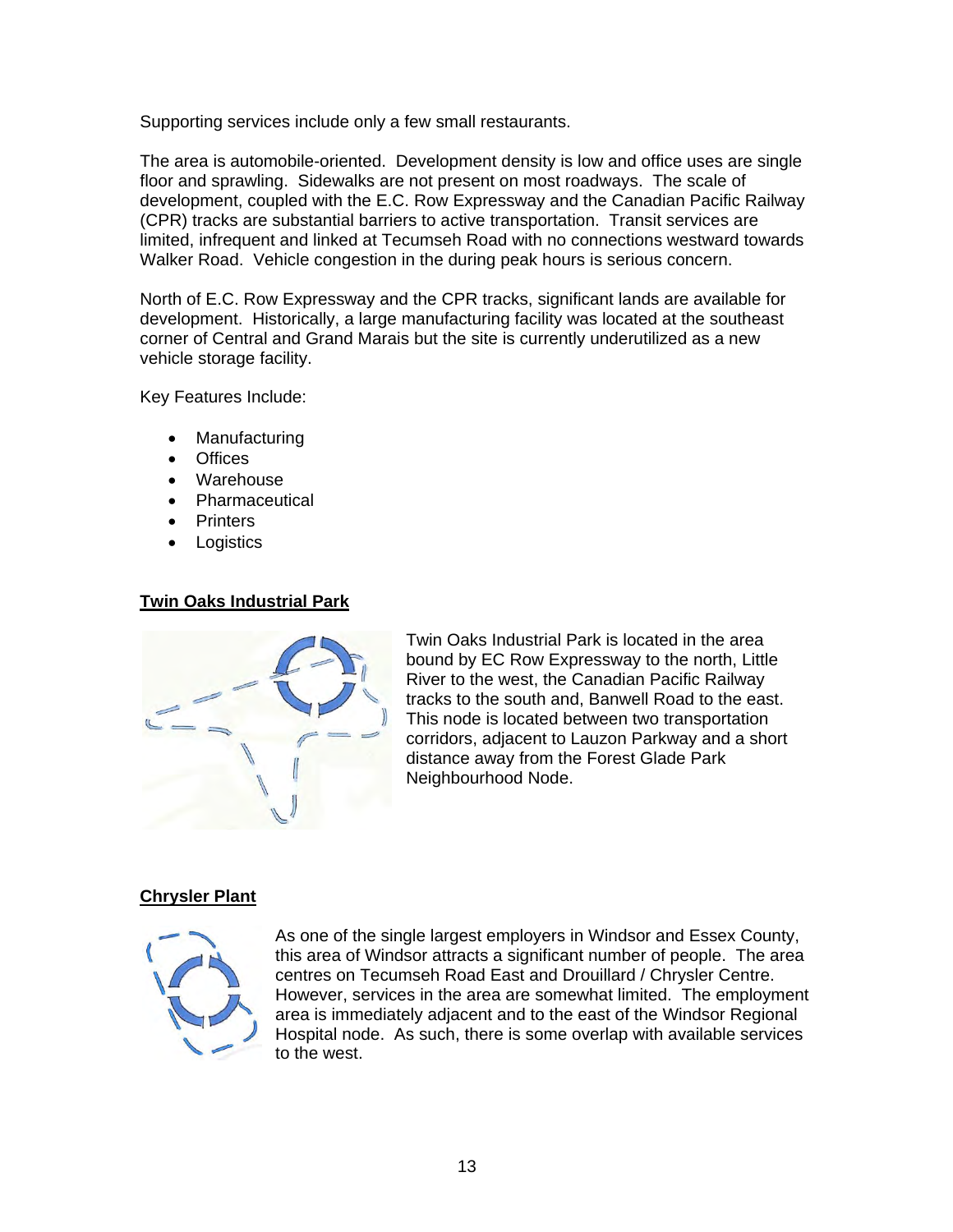Supporting services include only a few small restaurants.

The area is automobile-oriented. Development density is low and office uses are single floor and sprawling. Sidewalks are not present on most roadways. The scale of development, coupled with the E.C. Row Expressway and the Canadian Pacific Railway (CPR) tracks are substantial barriers to active transportation. Transit services are limited, infrequent and linked at Tecumseh Road with no connections westward towards Walker Road. Vehicle congestion in the during peak hours is serious concern.

North of E.C. Row Expressway and the CPR tracks, significant lands are available for development. Historically, a large manufacturing facility was located at the southeast corner of Central and Grand Marais but the site is currently underutilized as a new vehicle storage facility.

Key Features Include:

- Manufacturing
- Offices
- Warehouse
- Pharmaceutical
- Printers
- Logistics

**Twin Oaks Industrial Park**

Twin Oaks Industrial Park is located in the area bound by EC Row Expressway to the north, Little River to the west, the Canadian Pacific Railway tracks to the south and, Banwell Road to the east. This node is located between two transportation corridors, adjacent to Lauzon Parkway and a short distance away from the Forest Glade Park Neighbourhood Node.

**Chrysler Plant**

As one of the single largest employers in Windsor and Essex County, this area of Windsor attracts a significant number of people. The area centres on Tecumseh Road East and Drouillard / Chrysler Centre. However, services in the area are somewhat limited. The employment area is immediately adjacent and to the east of the Windsor Regional Hospital node. As such, there is some overlap with available services to the west.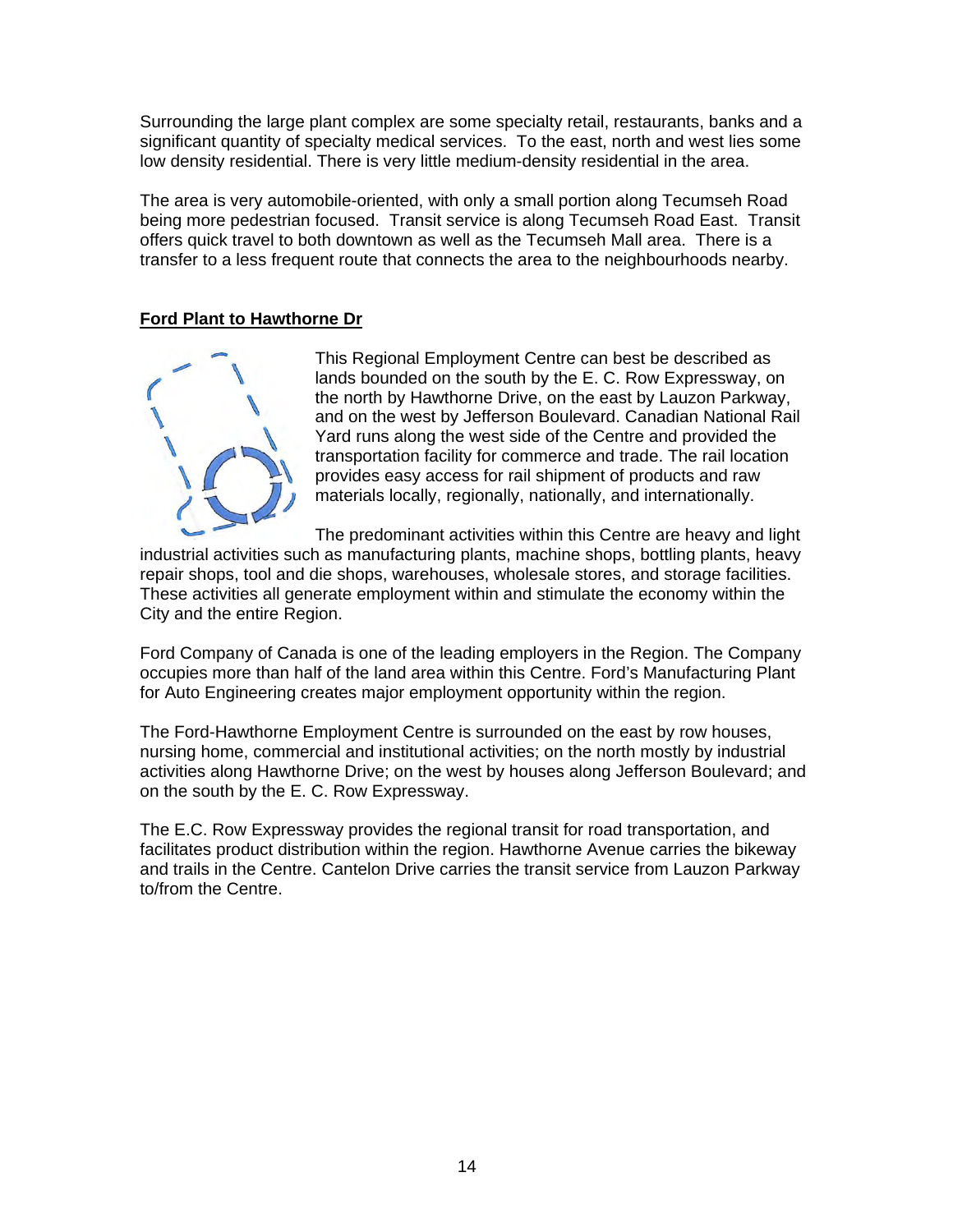Surrounding the large plant complex are some specialty retail, restaurants, banks and a significant quantity of specialty medical services. To the east, north and west lies some low density residential. There is very little medium-density residential in the area.

The area is very automobile-oriented, with only a small portion along Tecumseh Road being more pedestrian focused. Transit service is along Tecumseh Road East. Transit offers quick travel to both downtown as well as the Tecumseh Mall area. There is a transfer to a less frequent route that connects the area to the neighbourhoods nearby.

**Ford Plant to Hawthorne Dr**

This Regional Employment Centre can best be described as lands bounded on the south by the E. C. Row Expressway, on the north by Hawthorne Drive, on the east by Lauzon Parkway, and on the west by Jefferson Boulevard. Canadian National Rail Yard runs along the west side of the Centre and provided the transportation facility for commerce and trade. The rail location provides easy access for rail shipment of products and raw materials locally, regionally, nationally, and internationally.

The predominant activities within this Centre are heavy and light industrial activities such as manufacturing plants, machine shops, bottling plants, heavy repair shops, tool and die shops, warehouses, wholesale stores, and storage facilities. These activities all generate employment within and stimulate the economy within the City and the entire Region.

Ford Company of Canada is one of the leading employers in the Region. The Company occupies more than half of the land area within this Centre. Ford's Manufacturing Plant for Auto Engineering creates major employment opportunity within the region.

The Ford-Hawthorne Employment Centre is surrounded on the east by row houses, nursing home, commercial and institutional activities; on the north mostly by industrial activities along Hawthorne Drive; on the west by houses along Jefferson Boulevard; and on the south by the E. C. Row Expressway.

The E.C. Row Expressway provides the regional transit for road transportation, and facilitates product distribution within the region. Hawthorne Avenue carries the bikeway and trails in the Centre. Cantelon Drive carries the transit service from Lauzon Parkway to/from the Centre.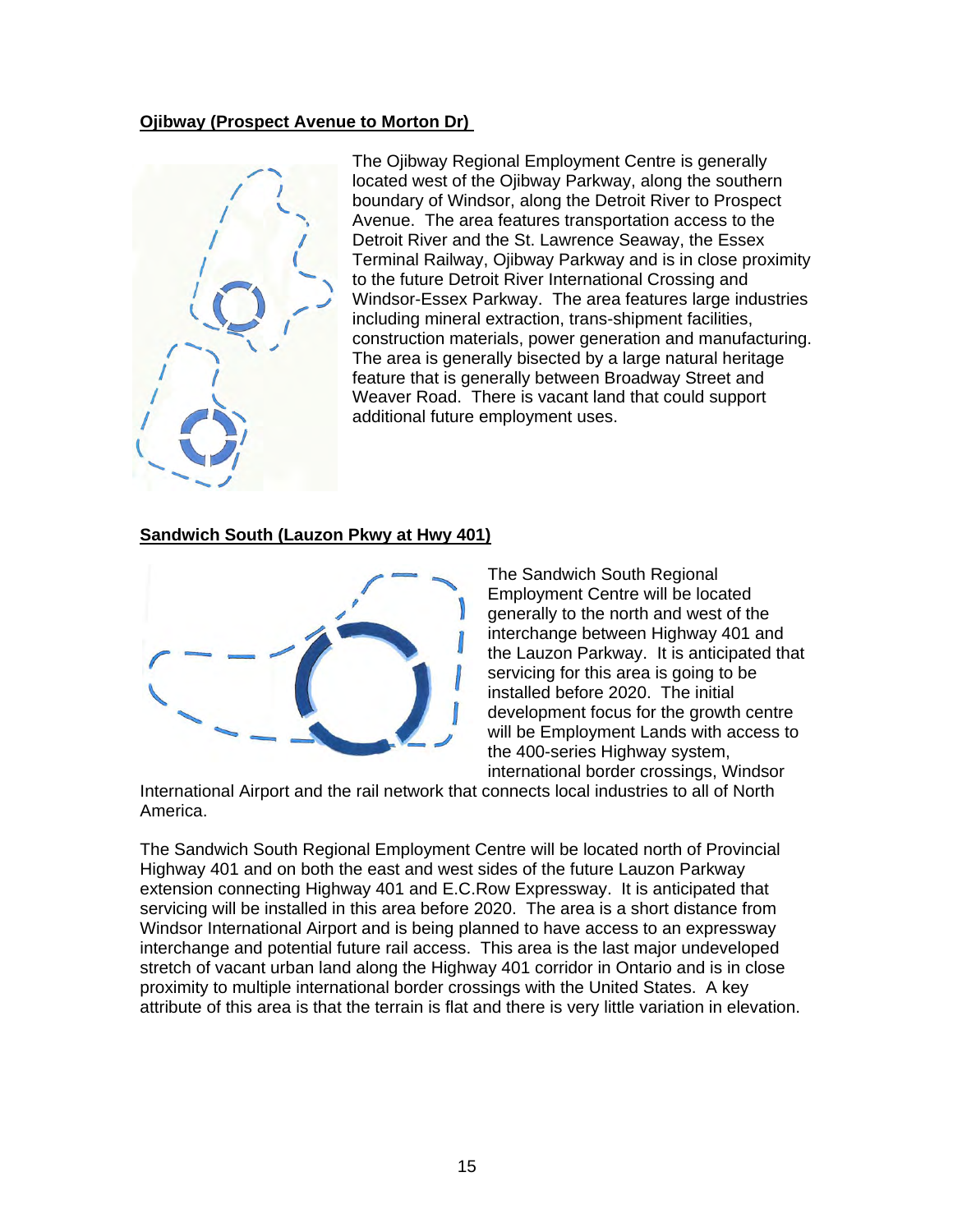**Ojibway (Prospect Avenue to Morton Dr)**

The Ojibway Regional Employment Centre is generally located west of the Ojibway Parkway, along the southern boundary of Windsor, along the Detroit River to Prospect Avenue. The area features transportation access to the Detroit River and the St. Lawrence Seaway, the Essex Terminal Railway, Ojibway Parkway and is in close proximity to the future Detroit River International Crossing and Windsor-Essex Parkway. The area features large industries including mineral extraction, trans-shipment facilities, construction materials, power generation and manufacturing. The area is generally bisected by a large natural heritage feature that is generally between Broadway Street and Weaver Road. There is vacant land that could support additional future employment uses.

**Sandwich South (Lauzon Pkwy at Hwy 401)**

The Sandwich South Regional Employment Centre will be located generally to the north and west of the interchange between Highway 401 and the Lauzon Parkway. It is anticipated that servicing for this area is going to be installed before 2020. The initial development focus for the growth centre will be Employment Lands with access to the 400-series Highway system, international border crossings, Windsor International Airport and the rail network that connects local industries to all of North America.

The Sandwich South Regional Employment Centre will be located north of Provincial Highway 401 and on both the east and west sides of the future Lauzon Parkway extension connecting Highway 401 and E.C.Row Expressway. It is anticipated that servicing will be installed in this area before 2020. The area is a short distance from Windsor International Airport and is being planned to have access to an expressway interchange and potential future rail access. This area is the last major undeveloped stretch of vacant urban land along the Highway 401 corridor in Ontario and is in close proximity to multiple international border crossings with the United States. A key attribute of this area is that the terrain is flat and there is very little variation in elevation.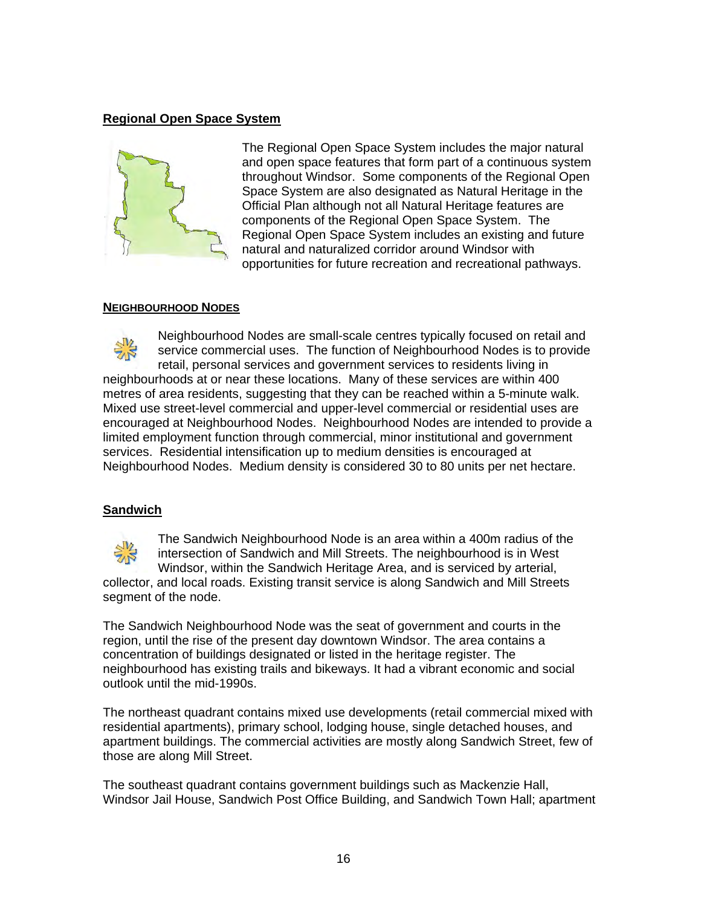## Regional Open Space System

The Regional Open Space System includes the major natural and open space features that form part of a continuous system throughout Windsor. Some components of the Regional Open Space System are also designated as Natural Heritage in the Official Plan although not all Natural Heritage features are components of the Regional Open Space System. The Regional Open Space System includes an existing and future natural and naturalized corridor around Windsor with opportunities for future recreation and recreational pathways.

### NEIGHBOURHOOD NODES

Neighbourhood Nodes are small-scale centres typically focused on retail and service commercial uses. The function of Neighbourhood Nodes is to provide retail, personal services and government services to residents living in neighbourhoods at or near these locations. Many of these services are within 400 metres of area residents, suggesting that they can be reached within a 5-minute walk. Mixed use street-level commercial and upper-level commercial or residential uses are encouraged at Neighbourhood Nodes. Neighbourhood Nodes are intended to provide a limited employment function through commercial, minor institutional and government services. Residential intensification up to medium densities is encouraged at Neighbourhood Nodes. Medium density is considered 30 to 80 units per net hectare.

## Sandwich

The Sandwich Neighbourhood Node is an area within a 400m radius of the intersection of Sandwich and Mill Streets. The neighbourhood is in West Windsor, within the Sandwich Heritage Area, and is serviced by arterial, collector, and local roads. Existing transit service is along Sandwich and Mill Streets segment of the node.

The Sandwich Neighbourhood Node was the seat of government and courts in the region, until the rise of the present day downtown Windsor. The area contains a concentration of buildings designated or listed in the heritage register. The neighbourhood has existing trails and bikeways. It had a vibrant economic and social outlook until the mid-1990s.

The northeast quadrant contains mixed use developments (retail commercial mixed with residential apartments), primary school, lodging house, single detached houses, and apartment buildings. The commercial activities are mostly along Sandwich Street, few of those are along Mill Street.

The southeast quadrant contains government buildings such as Mackenzie Hall, Windsor Jail House, Sandwich Post Office Building, and Sandwich Town Hall; apartment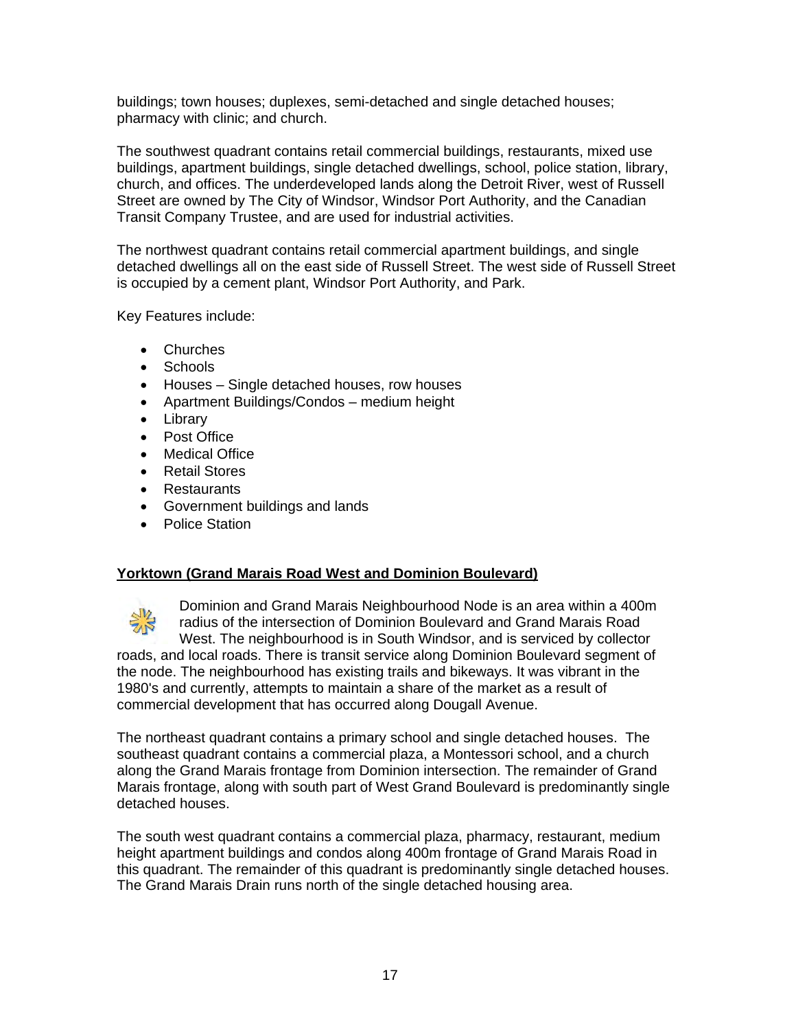buildings; town houses; duplexes, semi-detached and single detached houses; pharmacy with clinic; and church.

The southwest quadrant contains retail commercial buildings, restaurants, mixed use buildings, apartment buildings, single detached dwellings, school, police station, library, church, and offices. The underdeveloped lands along the Detroit River, west of Russell Street are owned by The City of Windsor, Windsor Port Authority, and the Canadian Transit Company Trustee, and are used for industrial activities.

The northwest quadrant contains retail commercial apartment buildings, and single detached dwellings all on the east side of Russell Street. The west side of Russell Street is occupied by a cement plant, Windsor Port Authority, and Park.

Key Features include:

- Churches
- Schools
- Houses – Single detached houses, row houses
- Apartment Buildings/Condos – medium height
- Library
- Post Office
- Medical Office
- Retail Stores
- Restaurants
- Government buildings and lands
- Police Station

**Yorktown (Grand Marais Road West and Dominion Boulevard)**

Dominion and Grand Marais Neighbourhood Node is an area within a 400m radius of the intersection of Dominion Boulevard and Grand Marais Road West. The neighbourhood is in South Windsor, and is serviced by collector roads, and local roads. There is transit service along Dominion Boulevard segment of the node. The neighbourhood has existing trails and bikeways. It was vibrant in the 1980's and currently, attempts to maintain a share of the market as a result of commercial development that has occurred along Dougall Avenue.

The northeast quadrant contains a primary school and single detached houses. The southeast quadrant contains a commercial plaza, a Montessori school, and a church along the Grand Marais frontage from Dominion intersection. The remainder of Grand Marais frontage, along with south part of West Grand Boulevard is predominantly single detached houses.

The south west quadrant contains a commercial plaza, pharmacy, restaurant, medium height apartment buildings and condos along 400m frontage of Grand Marais Road in this quadrant. The remainder of this quadrant is predominantly single detached houses. The Grand Marais Drain runs north of the single detached housing area.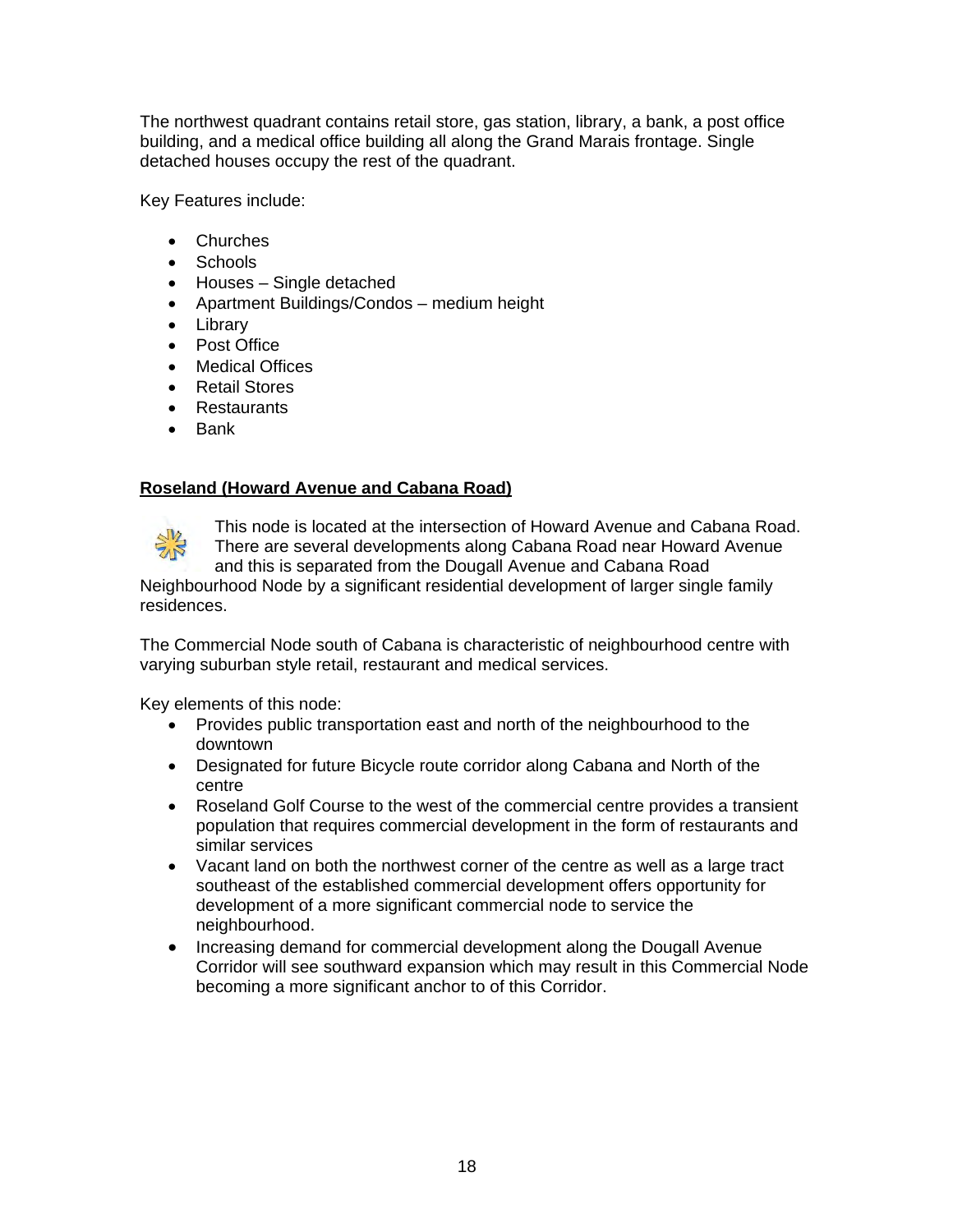The northwest quadrant contains retail store, gas station, library, a bank, a post office building, and a medical office building all along the Grand Marais frontage. Single detached houses occupy the rest of the quadrant.

Key Features include:

- Churches
- Schools
- Houses – Single detached
- Apartment Buildings/Condos – medium height
- Library
- Post Office
- Medical Offices
- Retail Stores
- Restaurants
- Bank

**Roseland (Howard Avenue and Cabana Road)**

This node is located at the intersection of Howard Avenue and Cabana Road. There are several developments along Cabana Road near Howard Avenue and this is separated from the Dougall Avenue and Cabana Road Neighbourhood Node by a significant residential development of larger single family residences.

The Commercial Node south of Cabana is characteristic of neighbourhood centre with varying suburban style retail, restaurant and medical services.

Key elements of this node:

- Provides public transportation east and north of the neighbourhood to the downtown
- Designated for future Bicycle route corridor along Cabana and North of the centre
- Roseland Golf Course to the west of the commercial centre provides a transient population that requires commercial development in the form of restaurants and similar services
- Vacant land on both the northwest corner of the centre as well as a large tract southeast of the established commercial development offers opportunity for development of a more significant commercial node to service the neighbourhood.
- Increasing demand for commercial development along the Dougall Avenue Corridor will see southward expansion which may result in this Commercial Node becoming a more significant anchor to of this Corridor.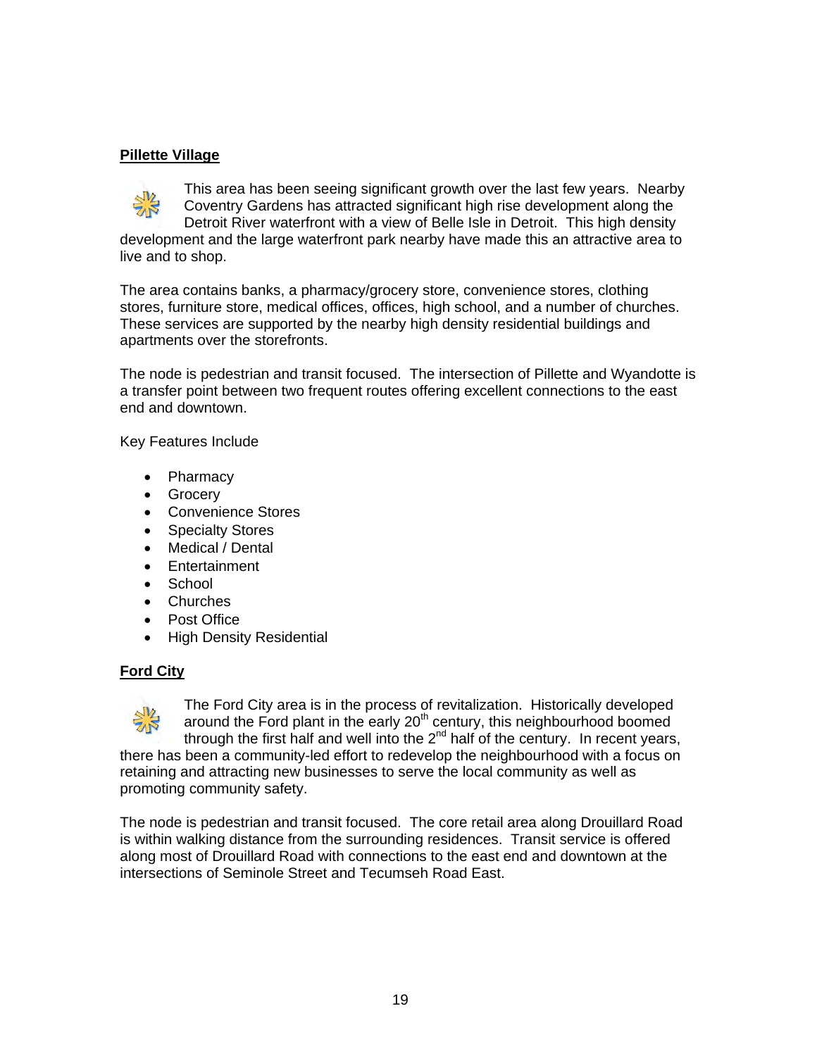**Pillette Village**

This area has been seeing significant growth over the last few years. Nearby Coventry Gardens has attracted significant high rise development along the Detroit River waterfront with a view of Belle Isle in Detroit. This high density development and the large waterfront park nearby have made this an attractive area to live and to shop.

The area contains banks, a pharmacy/grocery store, convenience stores, clothing stores, furniture store, medical offices, offices, high school, and a number of churches. These services are supported by the nearby high density residential buildings and apartments over the storefronts.

The node is pedestrian and transit focused. The intersection of Pillette and Wyandotte is a transfer point between two frequent routes offering excellent connections to the east end and downtown.

Key Features Include

- Pharmacy
- Grocery
- Convenience Stores
- Specialty Stores
- Medical / Dental
- Entertainment
- School
- Churches
- Post Office
- High Density Residential

**Ford City**

The Ford City area is in the process of revitalization. Historically developed around the Ford plant in the early 20th century, this neighbourhood boomed through the first half and well into the 2nd half of the century. In recent years, there has been a community-led effort to redevelop the neighbourhood with a focus on retaining and attracting new businesses to serve the local community as well as promoting community safety.

The node is pedestrian and transit focused. The core retail area along Drouillard Road is within walking distance from the surrounding residences. Transit service is offered along most of Drouillard Road with connections to the east end and downtown at the intersections of Seminole Street and Tecumseh Road East.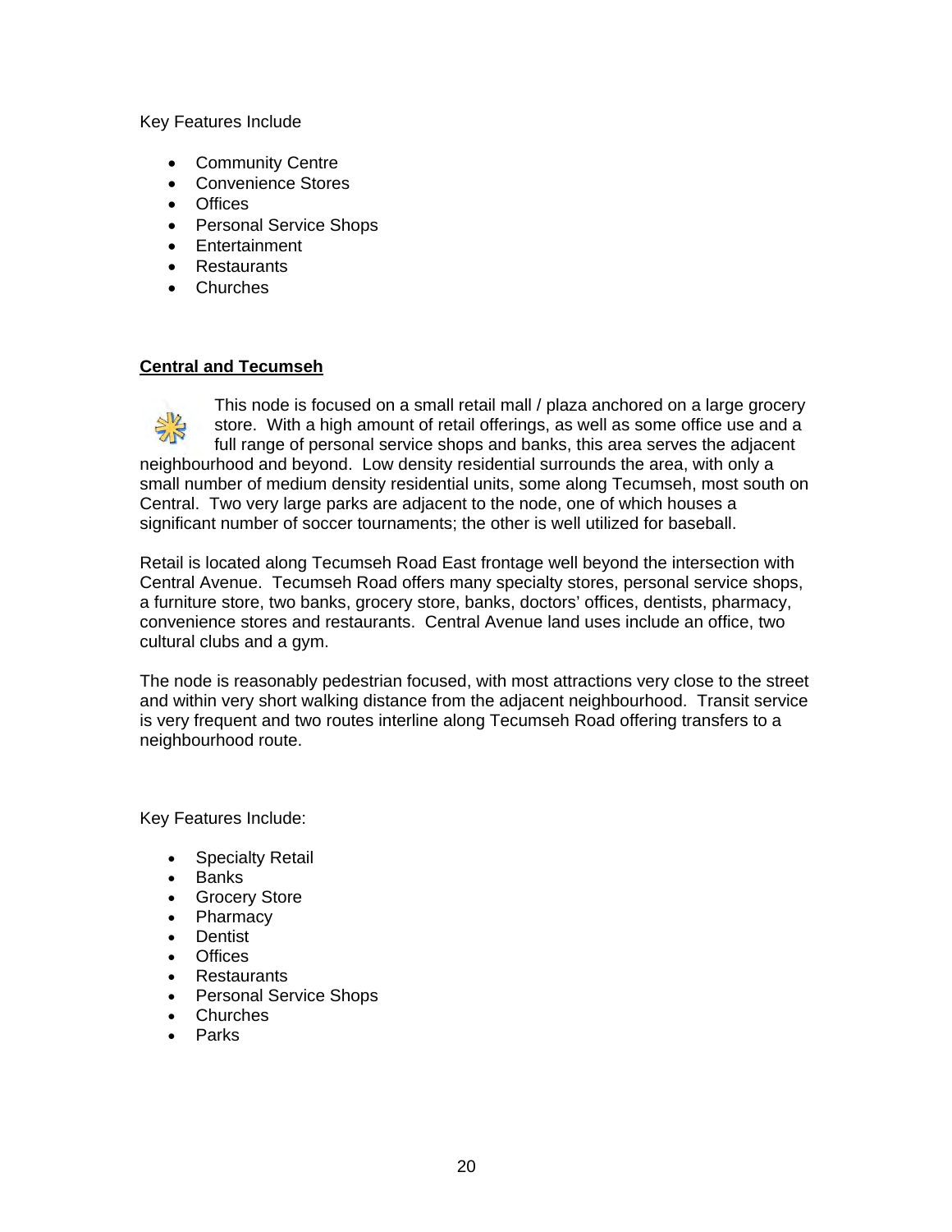Key Features Include

- Community Centre
- Convenience Stores
- Offices
- Personal Service Shops
- Entertainment
- Restaurants
- Churches

**Central and Tecumseh**

This node is focused on a small retail mall / plaza anchored on a large grocery store. With a high amount of retail offerings, as well as some office use and a full range of personal service shops and banks, this area serves the adjacent neighbourhood and beyond. Low density residential surrounds the area, with only a small number of medium density residential units, some along Tecumseh, most south on Central. Two very large parks are adjacent to the node, one of which houses a significant number of soccer tournaments; the other is well utilized for baseball.

Retail is located along Tecumseh Road East frontage well beyond the intersection with Central Avenue. Tecumseh Road offers many specialty stores, personal service shops, a furniture store, two banks, grocery store, banks, doctors' offices, dentists, pharmacy, convenience stores and restaurants. Central Avenue land uses include an office, two cultural clubs and a gym.

The node is reasonably pedestrian focused, with most attractions very close to the street and within very short walking distance from the adjacent neighbourhood. Transit service is very frequent and two routes interline along Tecumseh Road offering transfers to a neighbourhood route.

Key Features Include:

- Specialty Retail
- Banks
- Grocery Store
- Pharmacy
- Dentist
- Offices
- Restaurants
- Personal Service Shops
- Churches
- Parks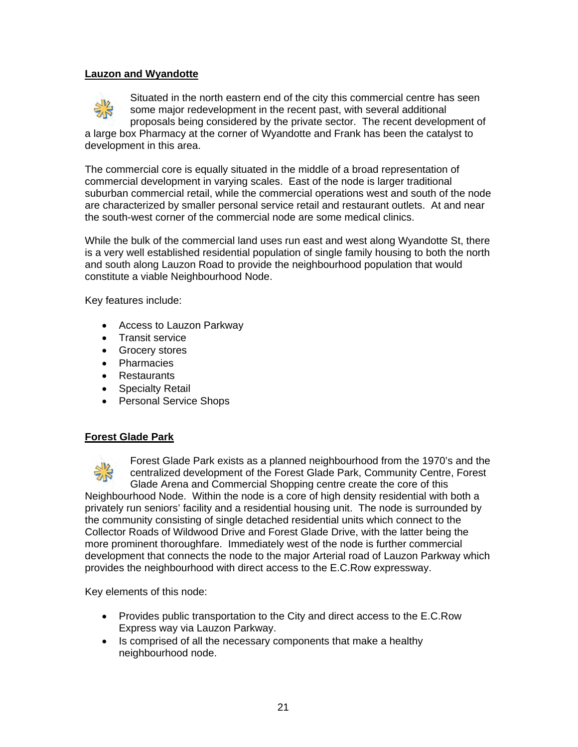**Lauzon and Wyandotte**

Situated in the north eastern end of the city this commercial centre has seen some major redevelopment in the recent past, with several additional proposals being considered by the private sector. The recent development of a large box Pharmacy at the corner of Wyandotte and Frank has been the catalyst to development in this area.

The commercial core is equally situated in the middle of a broad representation of commercial development in varying scales. East of the node is larger traditional suburban commercial retail, while the commercial operations west and south of the node are characterized by smaller personal service retail and restaurant outlets. At and near the south-west corner of the commercial node are some medical clinics.

While the bulk of the commercial land uses run east and west along Wyandotte St, there is a very well established residential population of single family housing to both the north and south along Lauzon Road to provide the neighbourhood population that would constitute a viable Neighbourhood Node.

Key features include:

- Access to Lauzon Parkway
- Transit service
- Grocery stores
- Pharmacies
- Restaurants
- Specialty Retail
- Personal Service Shops

**Forest Glade Park**

Forest Glade Park exists as a planned neighbourhood from the 1970's and the centralized development of the Forest Glade Park, Community Centre, Forest Glade Arena and Commercial Shopping centre create the core of this Neighbourhood Node. Within the node is a core of high density residential with both a privately run seniors' facility and a residential housing unit. The node is surrounded by the community consisting of single detached residential units which connect to the Collector Roads of Wildwood Drive and Forest Glade Drive, with the latter being the more prominent thoroughfare. Immediately west of the node is further commercial development that connects the node to the major Arterial road of Lauzon Parkway which provides the neighbourhood with direct access to the E.C.Row expressway.

Key elements of this node:

- Provides public transportation to the City and direct access to the E.C.Row Express way via Lauzon Parkway.
- Is comprised of all the necessary components that make a healthy neighbourhood node.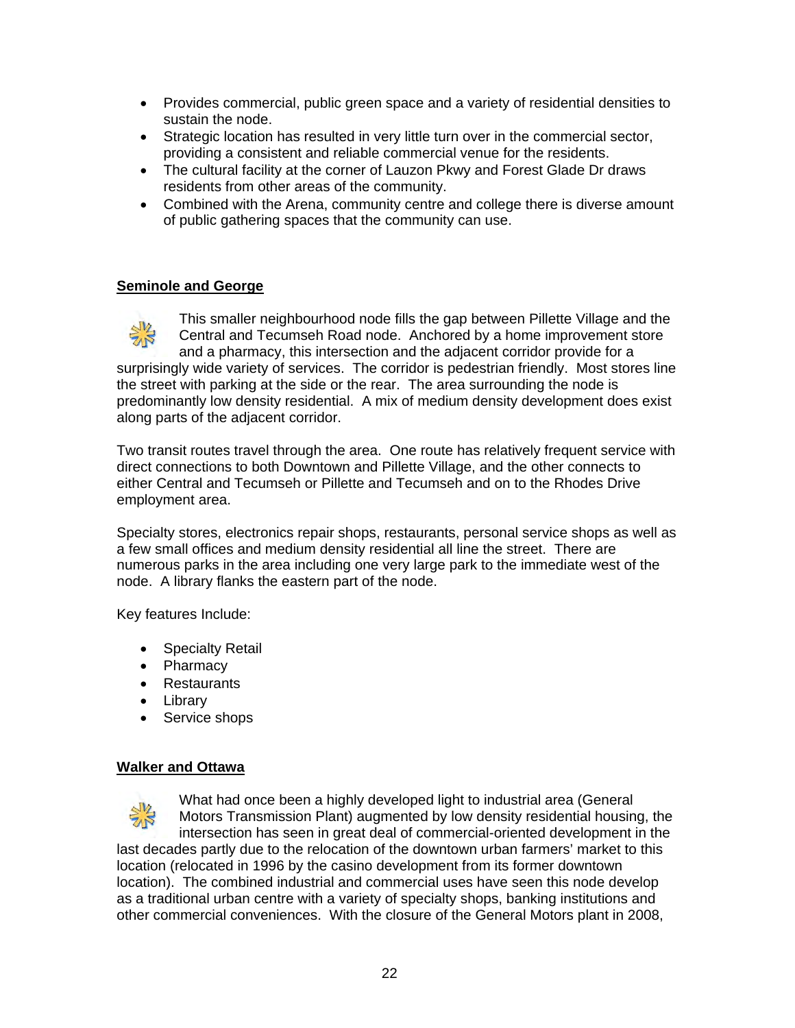- Provides commercial, public green space and a variety of residential densities to sustain the node.
- Strategic location has resulted in very little turn over in the commercial sector, providing a consistent and reliable commercial venue for the residents.
- The cultural facility at the corner of Lauzon Pkwy and Forest Glade Dr draws residents from other areas of the community.
- Combined with the Arena, community centre and college there is diverse amount of public gathering spaces that the community can use.

**Seminole and George**

This smaller neighbourhood node fills the gap between Pillette Village and the Central and Tecumseh Road node. Anchored by a home improvement store and a pharmacy, this intersection and the adjacent corridor provide for a surprisingly wide variety of services. The corridor is pedestrian friendly. Most stores line the street with parking at the side or the rear. The area surrounding the node is predominantly low density residential. A mix of medium density development does exist along parts of the adjacent corridor.

Two transit routes travel through the area. One route has relatively frequent service with direct connections to both Downtown and Pillette Village, and the other connects to either Central and Tecumseh or Pillette and Tecumseh and on to the Rhodes Drive employment area.

Specialty stores, electronics repair shops, restaurants, personal service shops as well as a few small offices and medium density residential all line the street. There are numerous parks in the area including one very large park to the immediate west of the node. A library flanks the eastern part of the node.

Key features Include:

- Specialty Retail
- Pharmacy
- Restaurants
- Library
- Service shops

**Walker and Ottawa**

What had once been a highly developed light to industrial area (General Motors Transmission Plant) augmented by low density residential housing, the intersection has seen in great deal of commercial-oriented development in the last decades partly due to the relocation of the downtown urban farmers' market to this location (relocated in 1996 by the casino development from its former downtown location). The combined industrial and commercial uses have seen this node develop as a traditional urban centre with a variety of specialty shops, banking institutions and other commercial conveniences. With the closure of the General Motors plant in 2008,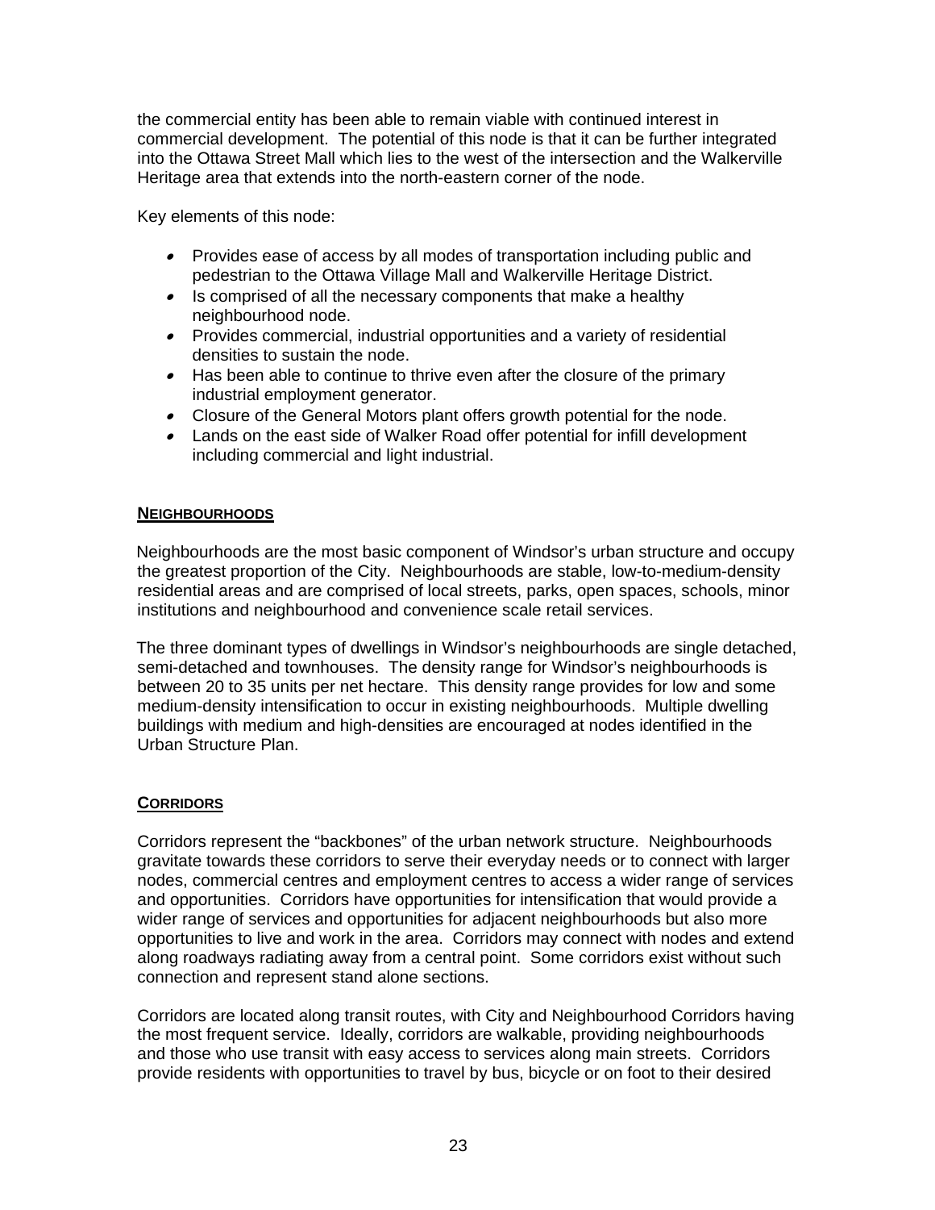the commercial entity has been able to remain viable with continued interest in commercial development. The potential of this node is that it can be further integrated into the Ottawa Street Mall which lies to the west of the intersection and the Walkerville Heritage area that extends into the north-eastern corner of the node.

Key elements of this node:

- Provides ease of access by all modes of transportation including public and pedestrian to the Ottawa Village Mall and Walkerville Heritage District.
- Is comprised of all the necessary components that make a healthy neighbourhood node.
- Provides commercial, industrial opportunities and a variety of residential densities to sustain the node.
- Has been able to continue to thrive even after the closure of the primary industrial employment generator.
- Closure of the General Motors plant offers growth potential for the node.
- Lands on the east side of Walker Road offer potential for infill development including commercial and light industrial.

## NEIGHBOURHOODS

Neighbourhoods are the most basic component of Windsor's urban structure and occupy the greatest proportion of the City. Neighbourhoods are stable, low-to-medium-density residential areas and are comprised of local streets, parks, open spaces, schools, minor institutions and neighbourhood and convenience scale retail services.

The three dominant types of dwellings in Windsor's neighbourhoods are single detached, semi-detached and townhouses. The density range for Windsor's neighbourhoods is between 20 to 35 units per net hectare. This density range provides for low and some medium-density intensification to occur in existing neighbourhoods. Multiple dwelling buildings with medium and high-densities are encouraged at nodes identified in the Urban Structure Plan.

## CORRIDORS

Corridors represent the "backbones" of the urban network structure. Neighbourhoods gravitate towards these corridors to serve their everyday needs or to connect with larger nodes, commercial centres and employment centres to access a wider range of services and opportunities. Corridors have opportunities for intensification that would provide a wider range of services and opportunities for adjacent neighbourhoods but also more opportunities to live and work in the area. Corridors may connect with nodes and extend along roadways radiating away from a central point. Some corridors exist without such connection and represent stand alone sections.

Corridors are located along transit routes, with City and Neighbourhood Corridors having the most frequent service. Ideally, corridors are walkable, providing neighbourhoods and those who use transit with easy access to services along main streets. Corridors provide residents with opportunities to travel by bus, bicycle or on foot to their desired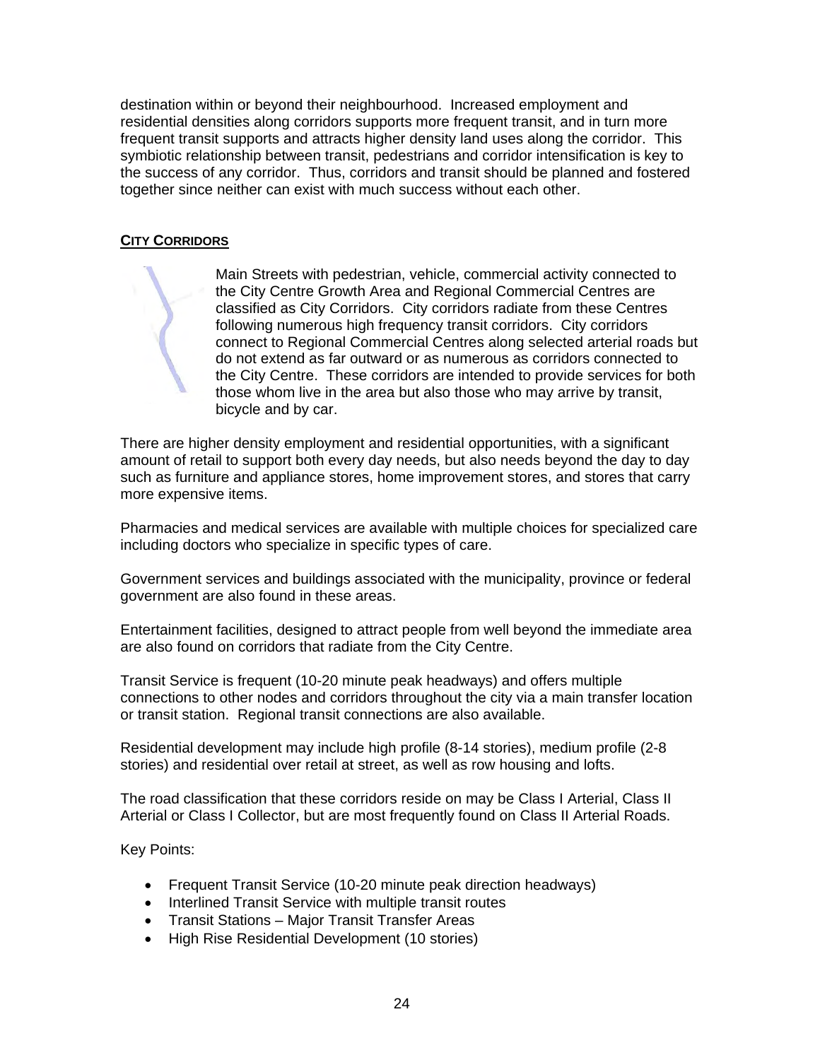destination within or beyond their neighbourhood. Increased employment and residential densities along corridors supports more frequent transit, and in turn more frequent transit supports and attracts higher density land uses along the corridor. This symbiotic relationship between transit, pedestrians and corridor intensification is key to the success of any corridor. Thus, corridors and transit should be planned and fostered together since neither can exist with much success without each other.

## CITY CORRIDORS

Main Streets with pedestrian, vehicle, commercial activity connected to the City Centre Growth Area and Regional Commercial Centres are classified as City Corridors. City corridors radiate from these Centres following numerous high frequency transit corridors. City corridors connect to Regional Commercial Centres along selected arterial roads but do not extend as far outward or as numerous as corridors connected to the City Centre. These corridors are intended to provide services for both those whom live in the area but also those who may arrive by transit, bicycle and by car.

There are higher density employment and residential opportunities, with a significant amount of retail to support both every day needs, but also needs beyond the day to day such as furniture and appliance stores, home improvement stores, and stores that carry more expensive items.

Pharmacies and medical services are available with multiple choices for specialized care including doctors who specialize in specific types of care.

Government services and buildings associated with the municipality, province or federal government are also found in these areas.

Entertainment facilities, designed to attract people from well beyond the immediate area are also found on corridors that radiate from the City Centre.

Transit Service is frequent (10-20 minute peak headways) and offers multiple connections to other nodes and corridors throughout the city via a main transfer location or transit station. Regional transit connections are also available.

Residential development may include high profile (8-14 stories), medium profile (2-8 stories) and residential over retail at street, as well as row housing and lofts.

The road classification that these corridors reside on may be Class I Arterial, Class II Arterial or Class I Collector, but are most frequently found on Class II Arterial Roads.

Key Points:

- Frequent Transit Service (10-20 minute peak direction headways)
- Interlined Transit Service with multiple transit routes
- Transit Stations – Major Transit Transfer Areas
- High Rise Residential Development (10 stories)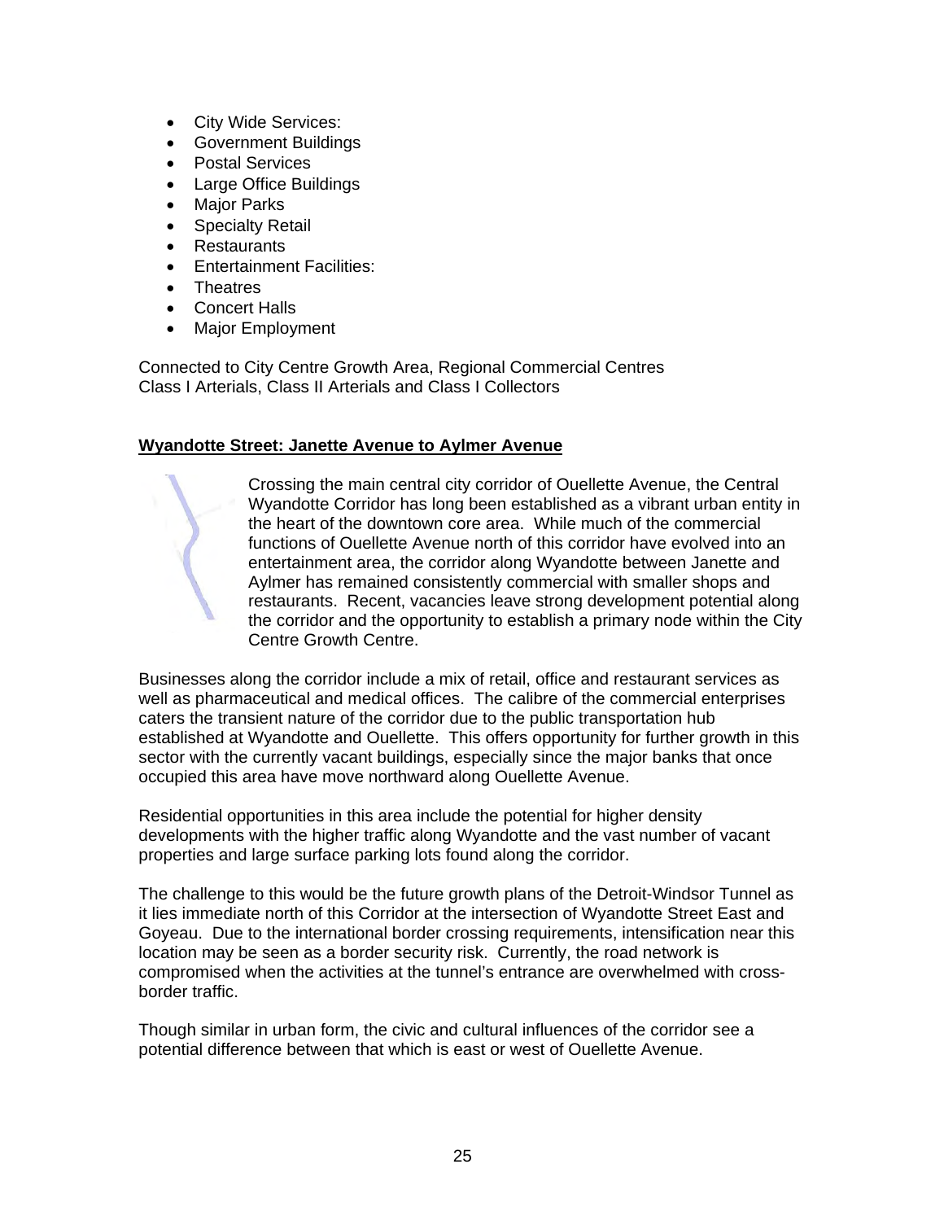- City Wide Services:
- Government Buildings
- Postal Services
- Large Office Buildings
- Major Parks
- Specialty Retail
- Restaurants
- Entertainment Facilities:
- Theatres
- Concert Halls
- Major Employment

Connected to City Centre Growth Area, Regional Commercial Centres
Class I Arterials, Class II Arterials and Class I Collectors

**Wyandotte Street: Janette Avenue to Aylmer Avenue**

Crossing the main central city corridor of Ouellette Avenue, the Central Wyandotte Corridor has long been established as a vibrant urban entity in the heart of the downtown core area. While much of the commercial functions of Ouellette Avenue north of this corridor have evolved into an entertainment area, the corridor along Wyandotte between Janette and Aylmer has remained consistently commercial with smaller shops and restaurants. Recent, vacancies leave strong development potential along the corridor and the opportunity to establish a primary node within the City Centre Growth Centre.

Businesses along the corridor include a mix of retail, office and restaurant services as well as pharmaceutical and medical offices. The calibre of the commercial enterprises caters the transient nature of the corridor due to the public transportation hub established at Wyandotte and Ouellette. This offers opportunity for further growth in this sector with the currently vacant buildings, especially since the major banks that once occupied this area have move northward along Ouellette Avenue.

Residential opportunities in this area include the potential for higher density developments with the higher traffic along Wyandotte and the vast number of vacant properties and large surface parking lots found along the corridor.

The challenge to this would be the future growth plans of the Detroit-Windsor Tunnel as it lies immediate north of this Corridor at the intersection of Wyandotte Street East and Goyeau. Due to the international border crossing requirements, intensification near this location may be seen as a border security risk. Currently, the road network is compromised when the activities at the tunnel's entrance are overwhelmed with cross-border traffic.

Though similar in urban form, the civic and cultural influences of the corridor see a potential difference between that which is east or west of Ouellette Avenue.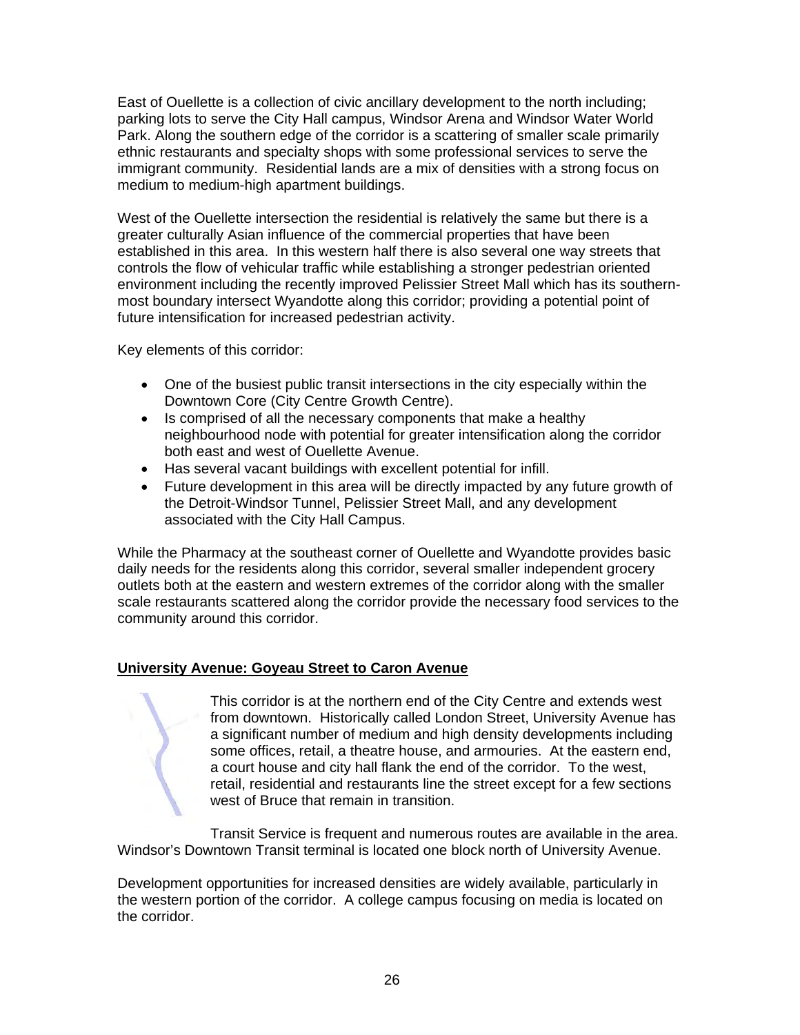East of Ouellette is a collection of civic ancillary development to the north including; parking lots to serve the City Hall campus, Windsor Arena and Windsor Water World Park. Along the southern edge of the corridor is a scattering of smaller scale primarily ethnic restaurants and specialty shops with some professional services to serve the immigrant community. Residential lands are a mix of densities with a strong focus on medium to medium-high apartment buildings.

West of the Ouellette intersection the residential is relatively the same but there is a greater culturally Asian influence of the commercial properties that have been established in this area. In this western half there is also several one way streets that controls the flow of vehicular traffic while establishing a stronger pedestrian oriented environment including the recently improved Pelissier Street Mall which has its southern-most boundary intersect Wyandotte along this corridor; providing a potential point of future intensification for increased pedestrian activity.

Key elements of this corridor:

- One of the busiest public transit intersections in the city especially within the Downtown Core (City Centre Growth Centre).
- Is comprised of all the necessary components that make a healthy neighbourhood node with potential for greater intensification along the corridor both east and west of Ouellette Avenue.
- Has several vacant buildings with excellent potential for infill.
- Future development in this area will be directly impacted by any future growth of the Detroit-Windsor Tunnel, Pelissier Street Mall, and any development associated with the City Hall Campus.

While the Pharmacy at the southeast corner of Ouellette and Wyandotte provides basic daily needs for the residents along this corridor, several smaller independent grocery outlets both at the eastern and western extremes of the corridor along with the smaller scale restaurants scattered along the corridor provide the necessary food services to the community around this corridor.

**University Avenue: Goyeau Street to Caron Avenue**

This corridor is at the northern end of the City Centre and extends west from downtown. Historically called London Street, University Avenue has a significant number of medium and high density developments including some offices, retail, a theatre house, and armouries. At the eastern end, a court house and city hall flank the end of the corridor. To the west, retail, residential and restaurants line the street except for a few sections west of Bruce that remain in transition.

Transit Service is frequent and numerous routes are available in the area. Windsor's Downtown Transit terminal is located one block north of University Avenue.

Development opportunities for increased densities are widely available, particularly in the western portion of the corridor. A college campus focusing on media is located on the corridor.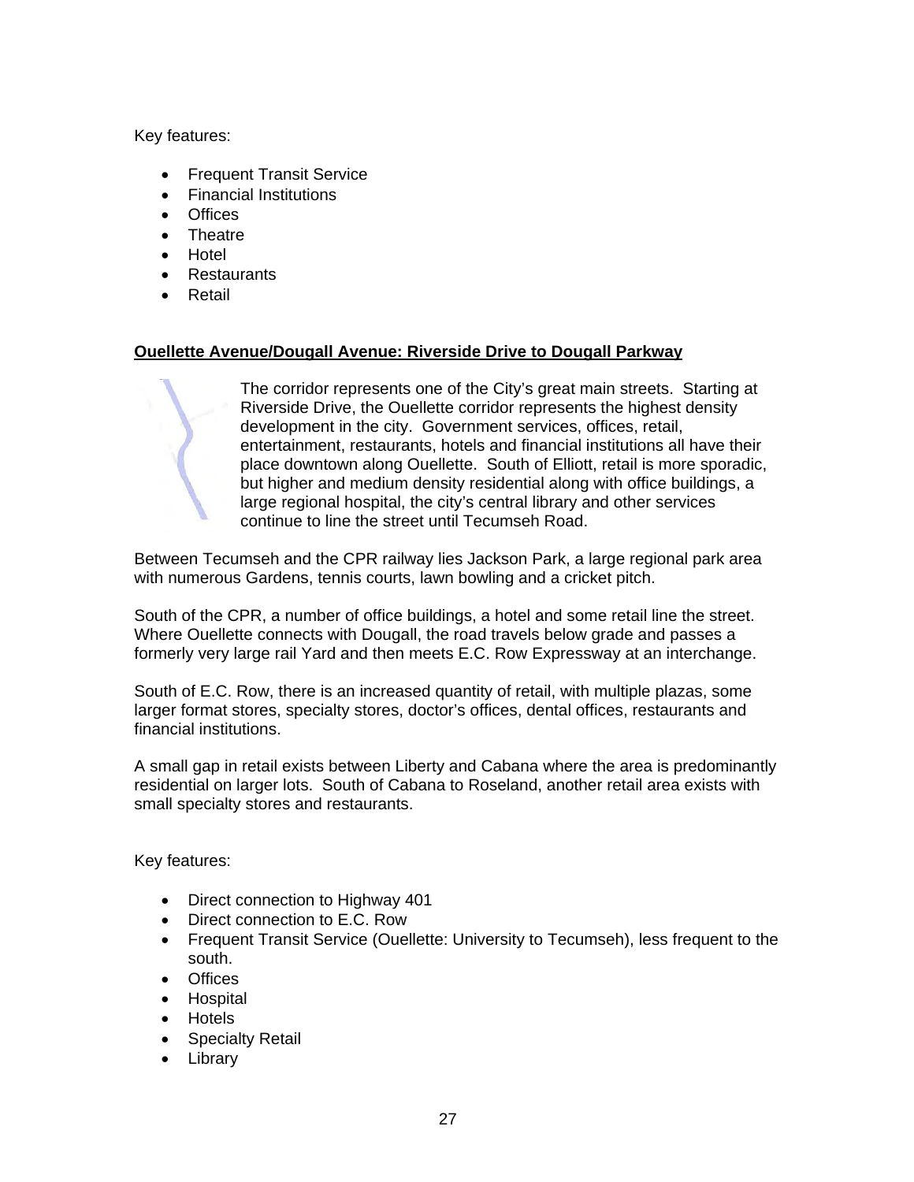Key features:

- Frequent Transit Service
- Financial Institutions
- Offices
- Theatre
- Hotel
- Restaurants
- Retail

**<u>Ouellette Avenue/Dougall Avenue: Riverside Drive to Dougall Parkway</u>**

The corridor represents one of the City's great main streets. Starting at Riverside Drive, the Ouellette corridor represents the highest density development in the city. Government services, offices, retail, entertainment, restaurants, hotels and financial institutions all have their place downtown along Ouellette. South of Elliott, retail is more sporadic, but higher and medium density residential along with office buildings, a large regional hospital, the city's central library and other services continue to line the street until Tecumseh Road.

Between Tecumseh and the CPR railway lies Jackson Park, a large regional park area with numerous Gardens, tennis courts, lawn bowling and a cricket pitch.

South of the CPR, a number of office buildings, a hotel and some retail line the street. Where Ouellette connects with Dougall, the road travels below grade and passes a formerly very large rail Yard and then meets E.C. Row Expressway at an interchange.

South of E.C. Row, there is an increased quantity of retail, with multiple plazas, some larger format stores, specialty stores, doctor's offices, dental offices, restaurants and financial institutions.

A small gap in retail exists between Liberty and Cabana where the area is predominantly residential on larger lots. South of Cabana to Roseland, another retail area exists with small specialty stores and restaurants.

Key features:

- Direct connection to Highway 401
- Direct connection to E.C. Row
- Frequent Transit Service (Ouellette: University to Tecumseh), less frequent to the south.
- Offices
- Hospital
- Hotels
- Specialty Retail
- Library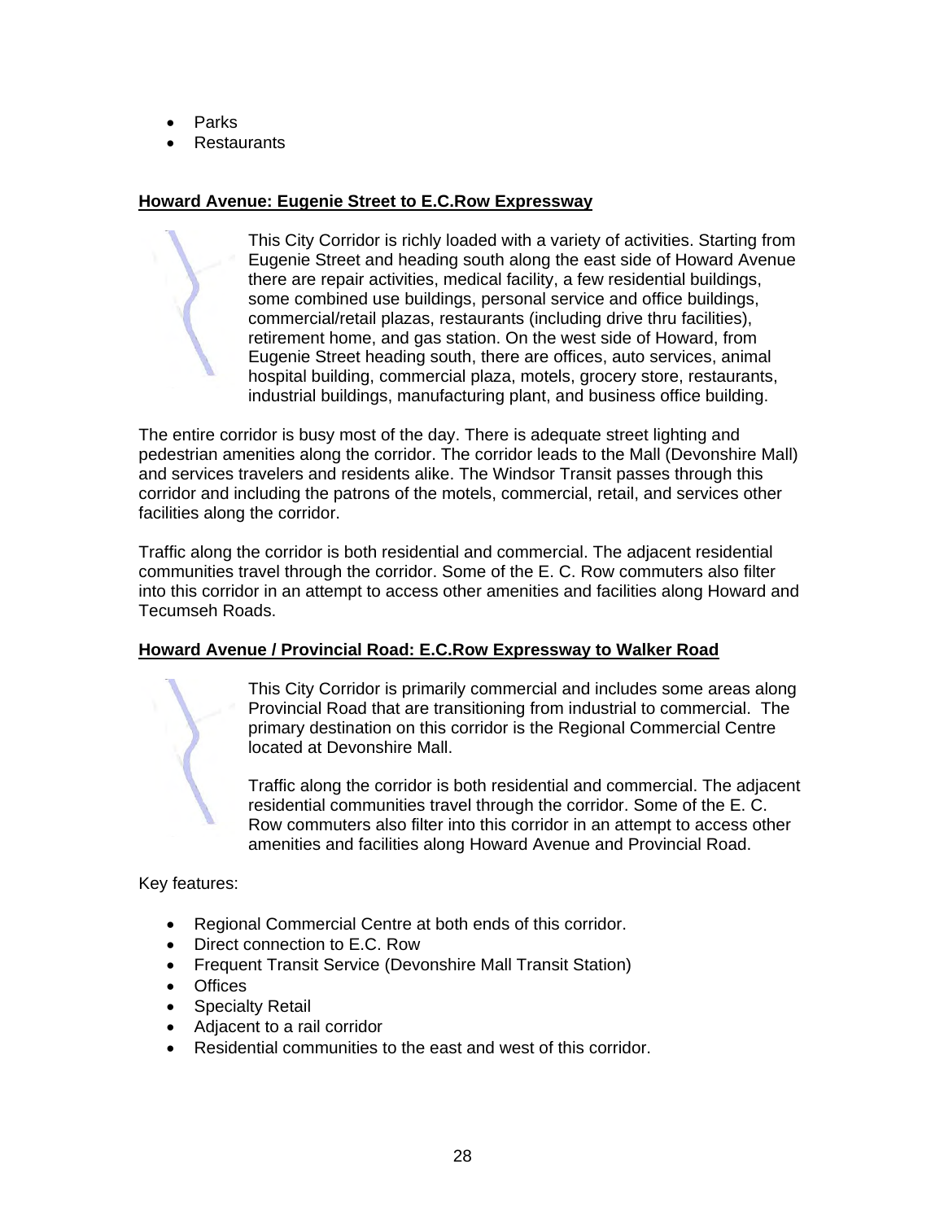- Parks
- Restaurants

**Howard Avenue: Eugenie Street to E.C.Row Expressway**

This City Corridor is richly loaded with a variety of activities. Starting from Eugenie Street and heading south along the east side of Howard Avenue there are repair activities, medical facility, a few residential buildings, some combined use buildings, personal service and office buildings, commercial/retail plazas, restaurants (including drive thru facilities), retirement home, and gas station. On the west side of Howard, from Eugenie Street heading south, there are offices, auto services, animal hospital building, commercial plaza, motels, grocery store, restaurants, industrial buildings, manufacturing plant, and business office building.

The entire corridor is busy most of the day. There is adequate street lighting and pedestrian amenities along the corridor. The corridor leads to the Mall (Devonshire Mall) and services travelers and residents alike. The Windsor Transit passes through this corridor and including the patrons of the motels, commercial, retail, and services other facilities along the corridor.

Traffic along the corridor is both residential and commercial. The adjacent residential communities travel through the corridor. Some of the E. C. Row commuters also filter into this corridor in an attempt to access other amenities and facilities along Howard and Tecumseh Roads.

**Howard Avenue / Provincial Road: E.C.Row Expressway to Walker Road**

This City Corridor is primarily commercial and includes some areas along Provincial Road that are transitioning from industrial to commercial. The primary destination on this corridor is the Regional Commercial Centre located at Devonshire Mall.

Traffic along the corridor is both residential and commercial. The adjacent residential communities travel through the corridor. Some of the E. C. Row commuters also filter into this corridor in an attempt to access other amenities and facilities along Howard Avenue and Provincial Road.

Key features:

- Regional Commercial Centre at both ends of this corridor.
- Direct connection to E.C. Row
- Frequent Transit Service (Devonshire Mall Transit Station)
- Offices
- Specialty Retail
- Adjacent to a rail corridor
- Residential communities to the east and west of this corridor.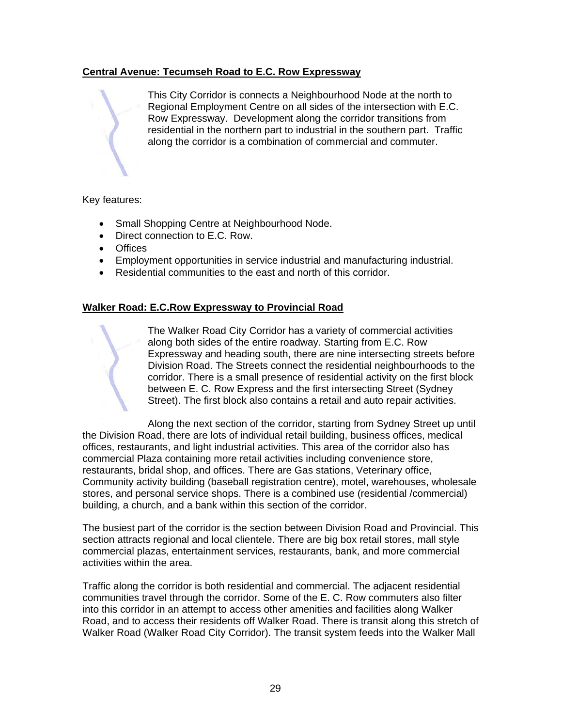**Central Avenue: Tecumseh Road to E.C. Row Expressway**

This City Corridor is connects a Neighbourhood Node at the north to Regional Employment Centre on all sides of the intersection with E.C. Row Expressway. Development along the corridor transitions from residential in the northern part to industrial in the southern part. Traffic along the corridor is a combination of commercial and commuter.

Key features:

- Small Shopping Centre at Neighbourhood Node.
- Direct connection to E.C. Row.
- Offices
- Employment opportunities in service industrial and manufacturing industrial.
- Residential communities to the east and north of this corridor.

**Walker Road: E.C.Row Expressway to Provincial Road**

The Walker Road City Corridor has a variety of commercial activities along both sides of the entire roadway. Starting from E.C. Row Expressway and heading south, there are nine intersecting streets before Division Road. The Streets connect the residential neighbourhoods to the corridor. There is a small presence of residential activity on the first block between E. C. Row Express and the first intersecting Street (Sydney Street). The first block also contains a retail and auto repair activities.

Along the next section of the corridor, starting from Sydney Street up until the Division Road, there are lots of individual retail building, business offices, medical offices, restaurants, and light industrial activities. This area of the corridor also has commercial Plaza containing more retail activities including convenience store, restaurants, bridal shop, and offices. There are Gas stations, Veterinary office, Community activity building (baseball registration centre), motel, warehouses, wholesale stores, and personal service shops. There is a combined use (residential /commercial) building, a church, and a bank within this section of the corridor.

The busiest part of the corridor is the section between Division Road and Provincial. This section attracts regional and local clientele. There are big box retail stores, mall style commercial plazas, entertainment services, restaurants, bank, and more commercial activities within the area.

Traffic along the corridor is both residential and commercial. The adjacent residential communities travel through the corridor. Some of the E. C. Row commuters also filter into this corridor in an attempt to access other amenities and facilities along Walker Road, and to access their residents off Walker Road. There is transit along this stretch of Walker Road (Walker Road City Corridor). The transit system feeds into the Walker Mall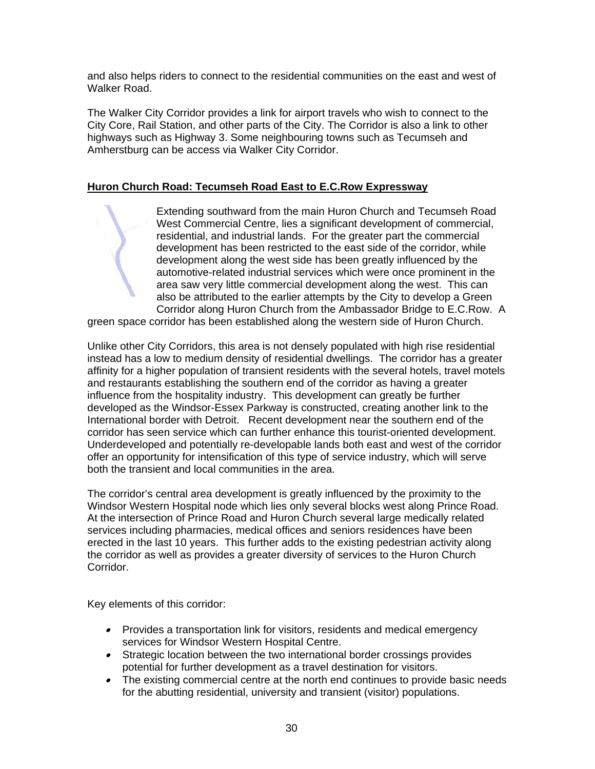and also helps riders to connect to the residential communities on the east and west of Walker Road.

The Walker City Corridor provides a link for airport travels who wish to connect to the City Core, Rail Station, and other parts of the City. The Corridor is also a link to other highways such as Highway 3. Some neighbouring towns such as Tecumseh and Amherstburg can be access via Walker City Corridor.

**Huron Church Road: Tecumseh Road East to E.C.Row Expressway**

Extending southward from the main Huron Church and Tecumseh Road West Commercial Centre, lies a significant development of commercial, residential, and industrial lands. For the greater part the commercial development has been restricted to the east side of the corridor, while development along the west side has been greatly influenced by the automotive-related industrial services which were once prominent in the area saw very little commercial development along the west. This can also be attributed to the earlier attempts by the City to develop a Green Corridor along Huron Church from the Ambassador Bridge to E.C.Row. A green space corridor has been established along the western side of Huron Church.

Unlike other City Corridors, this area is not densely populated with high rise residential instead has a low to medium density of residential dwellings. The corridor has a greater affinity for a higher population of transient residents with the several hotels, travel motels and restaurants establishing the southern end of the corridor as having a greater influence from the hospitality industry. This development can greatly be further developed as the Windsor-Essex Parkway is constructed, creating another link to the International border with Detroit. Recent development near the southern end of the corridor has seen service which can further enhance this tourist-oriented development. Underdeveloped and potentially re-developable lands both east and west of the corridor offer an opportunity for intensification of this type of service industry, which will serve both the transient and local communities in the area.

The corridor's central area development is greatly influenced by the proximity to the Windsor Western Hospital node which lies only several blocks west along Prince Road. At the intersection of Prince Road and Huron Church several large medically related services including pharmacies, medical offices and seniors residences have been erected in the last 10 years. This further adds to the existing pedestrian activity along the corridor as well as provides a greater diversity of services to the Huron Church Corridor.

Key elements of this corridor:

- Provides a transportation link for visitors, residents and medical emergency services for Windsor Western Hospital Centre.
- Strategic location between the two international border crossings provides potential for further development as a travel destination for visitors.
- The existing commercial centre at the north end continues to provide basic needs for the abutting residential, university and transient (visitor) populations.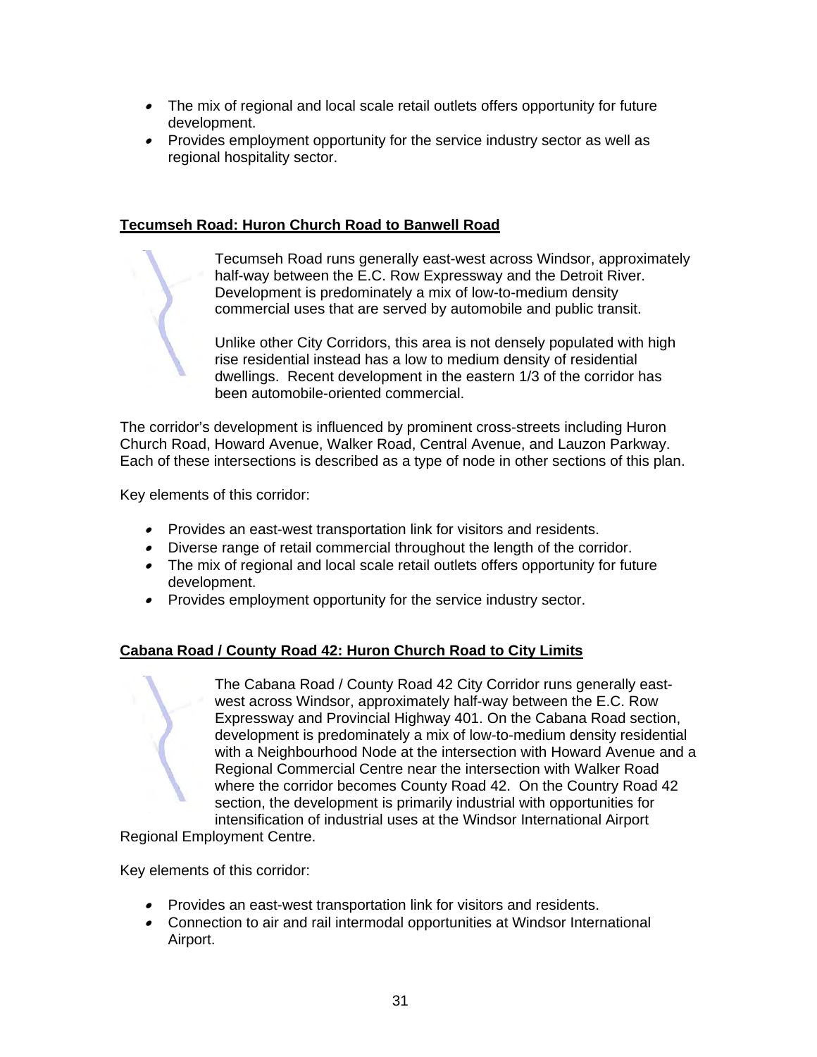- The mix of regional and local scale retail outlets offers opportunity for future development.
- Provides employment opportunity for the service industry sector as well as regional hospitality sector.

**Tecumseh Road: Huron Church Road to Banwell Road**

Tecumseh Road runs generally east-west across Windsor, approximately half-way between the E.C. Row Expressway and the Detroit River. Development is predominately a mix of low-to-medium density commercial uses that are served by automobile and public transit.

Unlike other City Corridors, this area is not densely populated with high rise residential instead has a low to medium density of residential dwellings. Recent development in the eastern 1/3 of the corridor has been automobile-oriented commercial.

The corridor's development is influenced by prominent cross-streets including Huron Church Road, Howard Avenue, Walker Road, Central Avenue, and Lauzon Parkway. Each of these intersections is described as a type of node in other sections of this plan.

Key elements of this corridor:

- Provides an east-west transportation link for visitors and residents.
- Diverse range of retail commercial throughout the length of the corridor.
- The mix of regional and local scale retail outlets offers opportunity for future development.
- Provides employment opportunity for the service industry sector.

**Cabana Road / County Road 42: Huron Church Road to City Limits**

The Cabana Road / County Road 42 City Corridor runs generally east-west across Windsor, approximately half-way between the E.C. Row Expressway and Provincial Highway 401. On the Cabana Road section, development is predominately a mix of low-to-medium density residential with a Neighbourhood Node at the intersection with Howard Avenue and a Regional Commercial Centre near the intersection with Walker Road where the corridor becomes County Road 42. On the Country Road 42 section, the development is primarily industrial with opportunities for intensification of industrial uses at the Windsor International Airport Regional Employment Centre.

Key elements of this corridor:

- Provides an east-west transportation link for visitors and residents.
- Connection to air and rail intermodal opportunities at Windsor International Airport.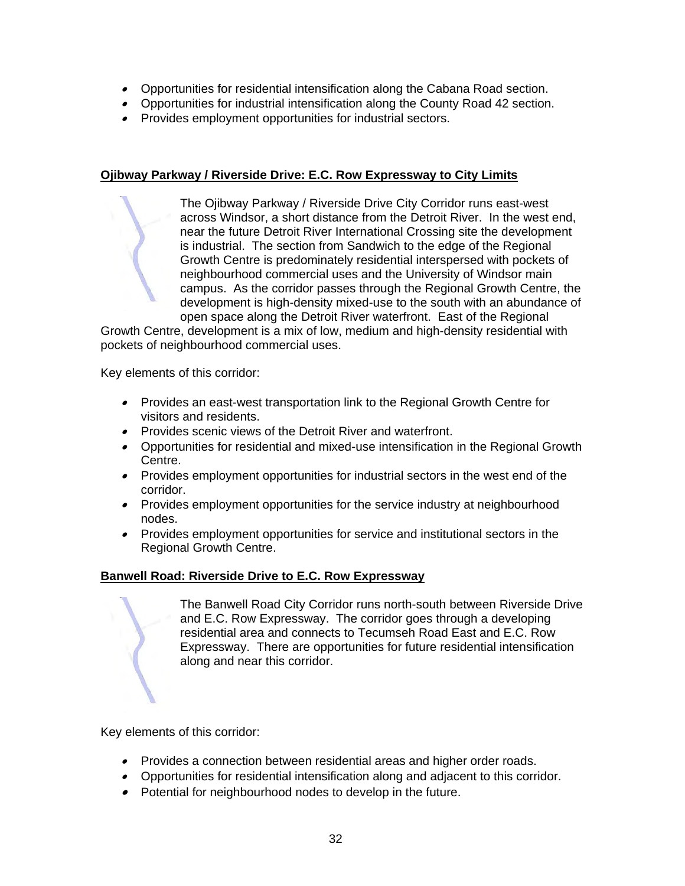- Opportunities for residential intensification along the Cabana Road section.
- Opportunities for industrial intensification along the County Road 42 section.
- Provides employment opportunities for industrial sectors.

**Ojibway Parkway / Riverside Drive: E.C. Row Expressway to City Limits**

The Ojibway Parkway / Riverside Drive City Corridor runs east-west across Windsor, a short distance from the Detroit River. In the west end, near the future Detroit River International Crossing site the development is industrial. The section from Sandwich to the edge of the Regional Growth Centre is predominately residential interspersed with pockets of neighbourhood commercial uses and the University of Windsor main campus. As the corridor passes through the Regional Growth Centre, the development is high-density mixed-use to the south with an abundance of open space along the Detroit River waterfront. East of the Regional Growth Centre, development is a mix of low, medium and high-density residential with pockets of neighbourhood commercial uses.

Key elements of this corridor:

- Provides an east-west transportation link to the Regional Growth Centre for visitors and residents.
- Provides scenic views of the Detroit River and waterfront.
- Opportunities for residential and mixed-use intensification in the Regional Growth Centre.
- Provides employment opportunities for industrial sectors in the west end of the corridor.
- Provides employment opportunities for the service industry at neighbourhood nodes.
- Provides employment opportunities for service and institutional sectors in the Regional Growth Centre.

**Banwell Road: Riverside Drive to E.C. Row Expressway**

The Banwell Road City Corridor runs north-south between Riverside Drive and E.C. Row Expressway. The corridor goes through a developing residential area and connects to Tecumseh Road East and E.C. Row Expressway. There are opportunities for future residential intensification along and near this corridor.

Key elements of this corridor:

- Provides a connection between residential areas and higher order roads.
- Opportunities for residential intensification along and adjacent to this corridor.
- Potential for neighbourhood nodes to develop in the future.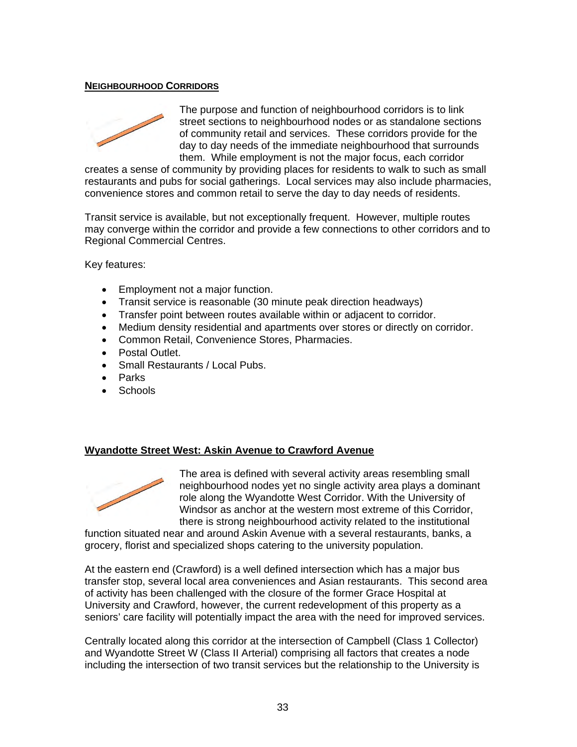**NEIGHBOURHOOD CORRIDORS**

The purpose and function of neighbourhood corridors is to link street sections to neighbourhood nodes or as standalone sections of community retail and services. These corridors provide for the day to day needs of the immediate neighbourhood that surrounds them. While employment is not the major focus, each corridor creates a sense of community by providing places for residents to walk to such as small restaurants and pubs for social gatherings. Local services may also include pharmacies, convenience stores and common retail to serve the day to day needs of residents.

Transit service is available, but not exceptionally frequent. However, multiple routes may converge within the corridor and provide a few connections to other corridors and to Regional Commercial Centres.

Key features:

- Employment not a major function.
- Transit service is reasonable (30 minute peak direction headways)
- Transfer point between routes available within or adjacent to corridor.
- Medium density residential and apartments over stores or directly on corridor.
- Common Retail, Convenience Stores, Pharmacies.
- Postal Outlet.
- Small Restaurants / Local Pubs.
- Parks
- Schools

**Wyandotte Street West: Askin Avenue to Crawford Avenue**

The area is defined with several activity areas resembling small neighbourhood nodes yet no single activity area plays a dominant role along the Wyandotte West Corridor. With the University of Windsor as anchor at the western most extreme of this Corridor, there is strong neighbourhood activity related to the institutional function situated near and around Askin Avenue with a several restaurants, banks, a grocery, florist and specialized shops catering to the university population.

At the eastern end (Crawford) is a well defined intersection which has a major bus transfer stop, several local area conveniences and Asian restaurants. This second area of activity has been challenged with the closure of the former Grace Hospital at University and Crawford, however, the current redevelopment of this property as a seniors' care facility will potentially impact the area with the need for improved services.

Centrally located along this corridor at the intersection of Campbell (Class 1 Collector) and Wyandotte Street W (Class II Arterial) comprising all factors that creates a node including the intersection of two transit services but the relationship to the University is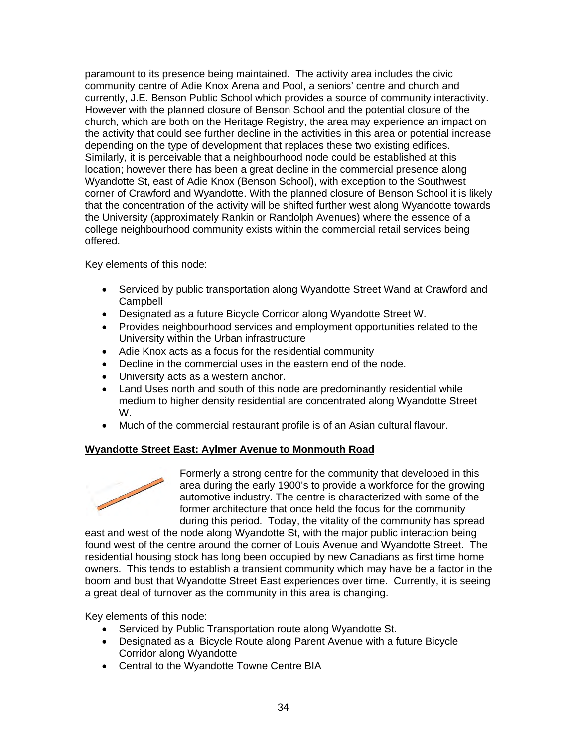paramount to its presence being maintained. The activity area includes the civic community centre of Adie Knox Arena and Pool, a seniors' centre and church and currently, J.E. Benson Public School which provides a source of community interactivity. However with the planned closure of Benson School and the potential closure of the church, which are both on the Heritage Registry, the area may experience an impact on the activity that could see further decline in the activities in this area or potential increase depending on the type of development that replaces these two existing edifices. Similarly, it is perceivable that a neighbourhood node could be established at this location; however there has been a great decline in the commercial presence along Wyandotte St, east of Adie Knox (Benson School), with exception to the Southwest corner of Crawford and Wyandotte. With the planned closure of Benson School it is likely that the concentration of the activity will be shifted further west along Wyandotte towards the University (approximately Rankin or Randolph Avenues) where the essence of a college neighbourhood community exists within the commercial retail services being offered.

Key elements of this node:

- Serviced by public transportation along Wyandotte Street Wand at Crawford and Campbell
- Designated as a future Bicycle Corridor along Wyandotte Street W.
- Provides neighbourhood services and employment opportunities related to the University within the Urban infrastructure
- Adie Knox acts as a focus for the residential community
- Decline in the commercial uses in the eastern end of the node.
- University acts as a western anchor.
- Land Uses north and south of this node are predominantly residential while medium to higher density residential are concentrated along Wyandotte Street W.
- Much of the commercial restaurant profile is of an Asian cultural flavour.

**Wyandotte Street East: Aylmer Avenue to Monmouth Road**

Formerly a strong centre for the community that developed in this area during the early 1900's to provide a workforce for the growing automotive industry. The centre is characterized with some of the former architecture that once held the focus for the community during this period. Today, the vitality of the community has spread east and west of the node along Wyandotte St, with the major public interaction being found west of the centre around the corner of Louis Avenue and Wyandotte Street. The residential housing stock has long been occupied by new Canadians as first time home owners. This tends to establish a transient community which may have be a factor in the boom and bust that Wyandotte Street East experiences over time. Currently, it is seeing a great deal of turnover as the community in this area is changing.

Key elements of this node:

- Serviced by Public Transportation route along Wyandotte St.
- Designated as a Bicycle Route along Parent Avenue with a future Bicycle Corridor along Wyandotte
- Central to the Wyandotte Towne Centre BIA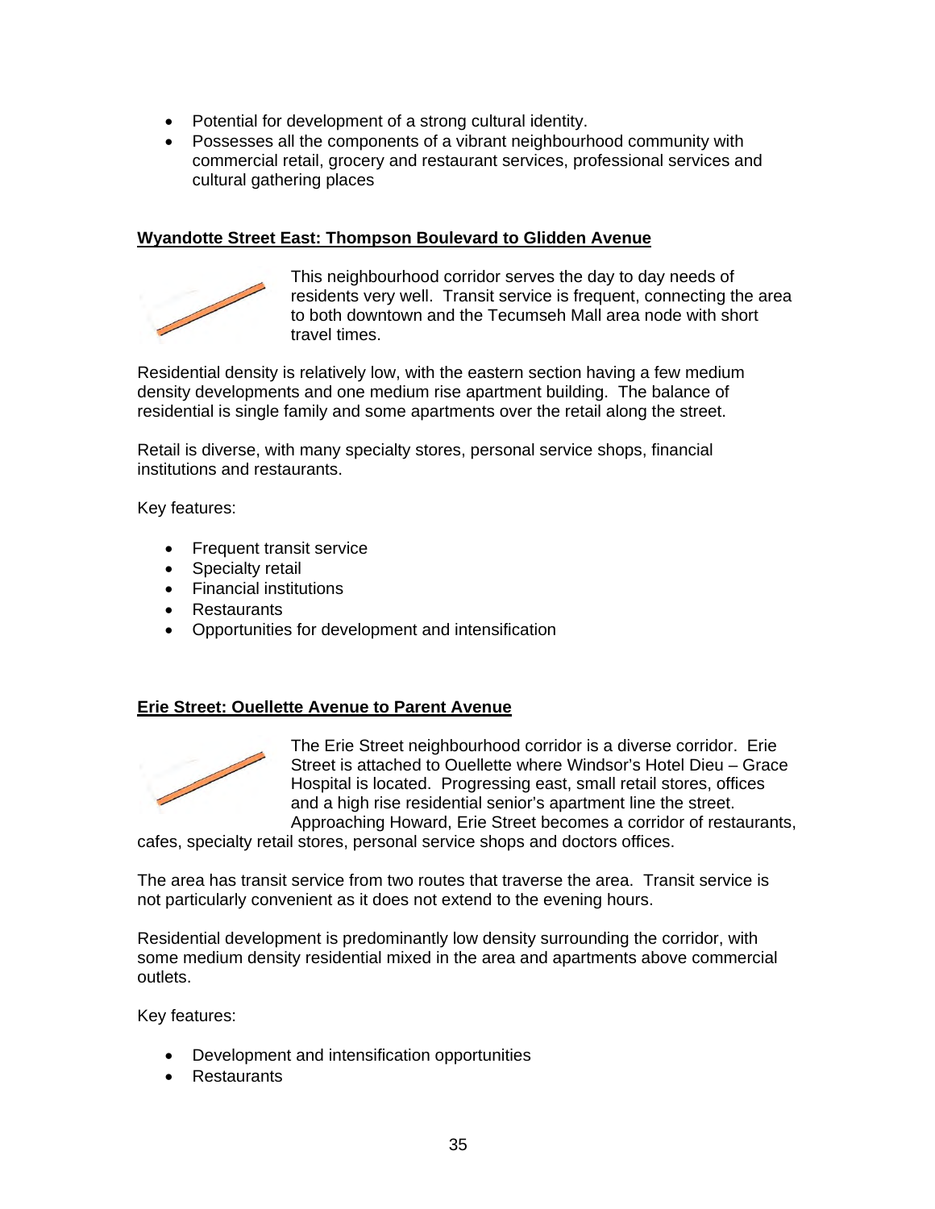- Potential for development of a strong cultural identity.
- Possesses all the components of a vibrant neighbourhood community with commercial retail, grocery and restaurant services, professional services and cultural gathering places

**Wyandotte Street East: Thompson Boulevard to Glidden Avenue**

This neighbourhood corridor serves the day to day needs of residents very well. Transit service is frequent, connecting the area to both downtown and the Tecumseh Mall area node with short travel times.

Residential density is relatively low, with the eastern section having a few medium density developments and one medium rise apartment building. The balance of residential is single family and some apartments over the retail along the street.

Retail is diverse, with many specialty stores, personal service shops, financial institutions and restaurants.

Key features:

- Frequent transit service
- Specialty retail
- Financial institutions
- Restaurants
- Opportunities for development and intensification

**Erie Street: Ouellette Avenue to Parent Avenue**

The Erie Street neighbourhood corridor is a diverse corridor. Erie Street is attached to Ouellette where Windsor's Hotel Dieu – Grace Hospital is located. Progressing east, small retail stores, offices and a high rise residential senior's apartment line the street. Approaching Howard, Erie Street becomes a corridor of restaurants, cafes, specialty retail stores, personal service shops and doctors offices.

The area has transit service from two routes that traverse the area. Transit service is not particularly convenient as it does not extend to the evening hours.

Residential development is predominantly low density surrounding the corridor, with some medium density residential mixed in the area and apartments above commercial outlets.

Key features:

- Development and intensification opportunities
- Restaurants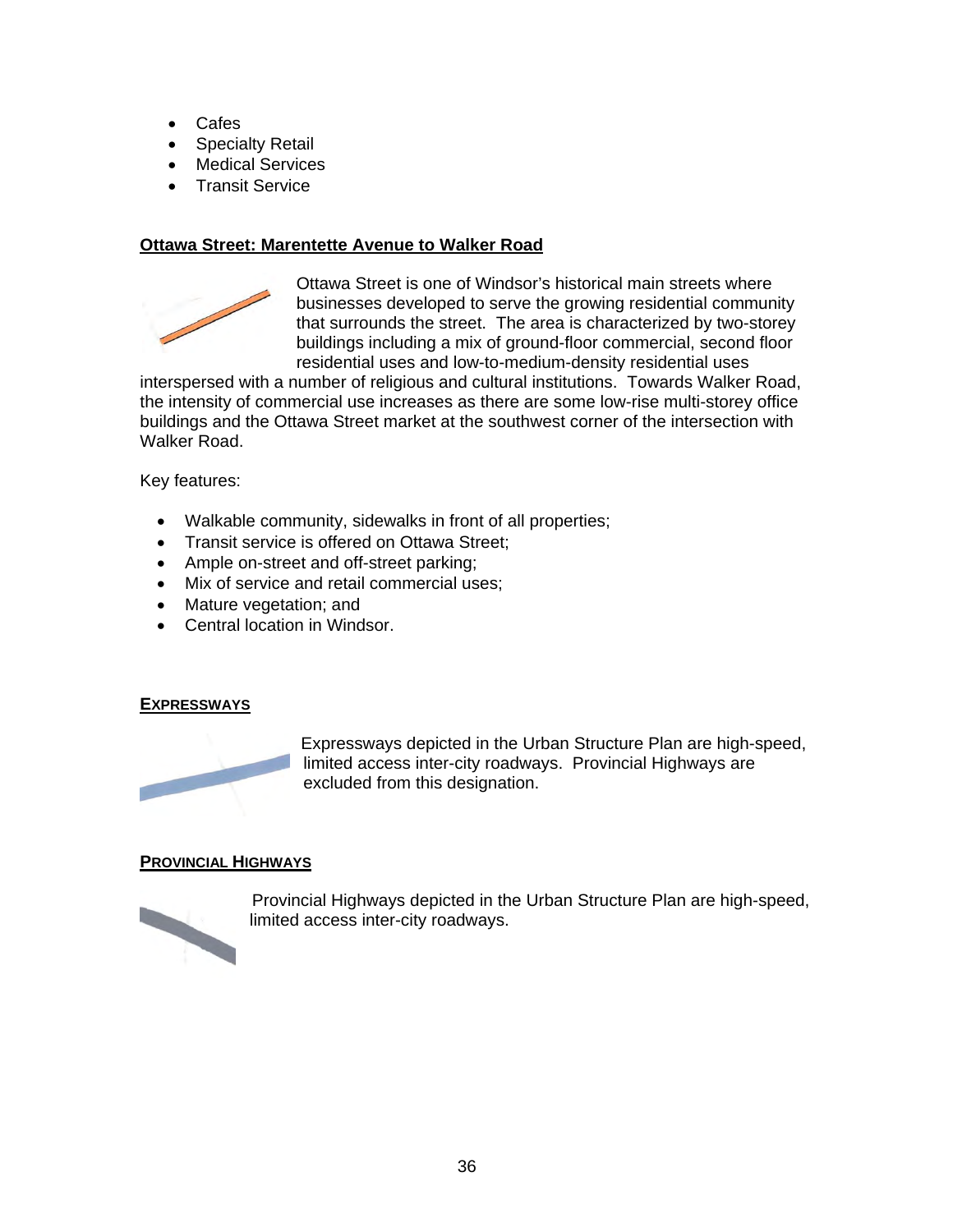- Cafes
- Specialty Retail
- Medical Services
- Transit Service

**<u>Ottawa Street: Marentette Avenue to Walker Road</u>**

Ottawa Street is one of Windsor's historical main streets where businesses developed to serve the growing residential community that surrounds the street. The area is characterized by two-storey buildings including a mix of ground-floor commercial, second floor residential uses and low-to-medium-density residential uses interspersed with a number of religious and cultural institutions. Towards Walker Road, the intensity of commercial use increases as there are some low-rise multi-storey office buildings and the Ottawa Street market at the southwest corner of the intersection with Walker Road.

Key features:

- Walkable community, sidewalks in front of all properties;
- Transit service is offered on Ottawa Street;
- Ample on-street and off-street parking;
- Mix of service and retail commercial uses;
- Mature vegetation; and
- Central location in Windsor.

### EXPRESSWAYS

Expressways depicted in the Urban Structure Plan are high-speed, limited access inter-city roadways. Provincial Highways are excluded from this designation.

### PROVINCIAL HIGHWAYS

Provincial Highways depicted in the Urban Structure Plan are high-speed, limited access inter-city roadways.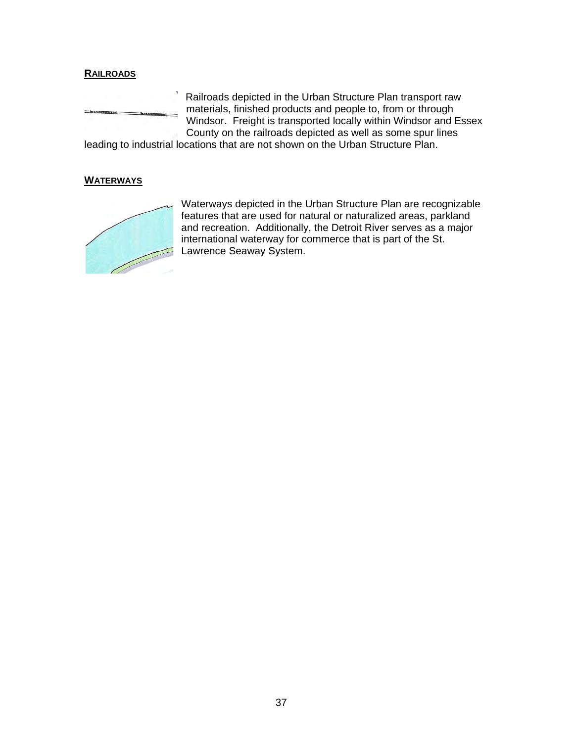## RAILROADS

Railroads depicted in the Urban Structure Plan transport raw materials, finished products and people to, from or through Windsor. Freight is transported locally within Windsor and Essex County on the railroads depicted as well as some spur lines leading to industrial locations that are not shown on the Urban Structure Plan.

## WATERWAYS

Waterways depicted in the Urban Structure Plan are recognizable features that are used for natural or naturalized areas, parkland and recreation. Additionally, the Detroit River serves as a major international waterway for commerce that is part of the St. Lawrence Seaway System.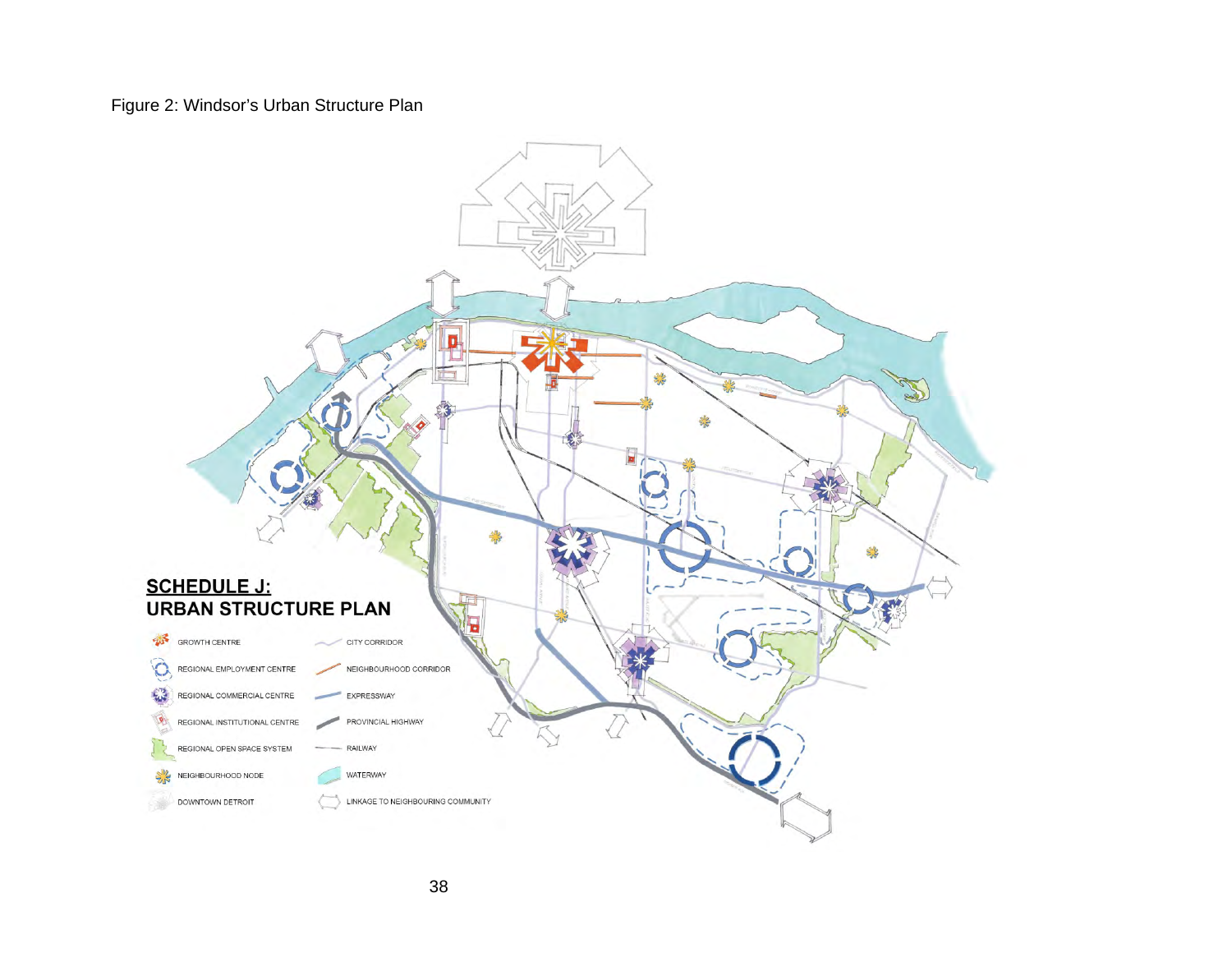Figure 2: Windsor's Urban Structure Plan

**SCHEDULE J:**
**URBAN STRUCTURE PLAN**

GROWTH CENTRE
REGIONAL EMPLOYMENT CENTRE
REGIONAL COMMERCIAL CENTRE
REGIONAL INSTITUTIONAL CENTRE
REGIONAL OPEN SPACE SYSTEM
NEIGHBOURHOOD NODE
DOWNTOWN DETROIT
CITY CORRIDOR
NEIGHBOURHOOD CORRIDOR
EXPRESSWAY
PROVINCIAL HIGHWAY
RAILWAY
WATERWAY
LINKAGE TO NEIGHBOURING COMMUNITY